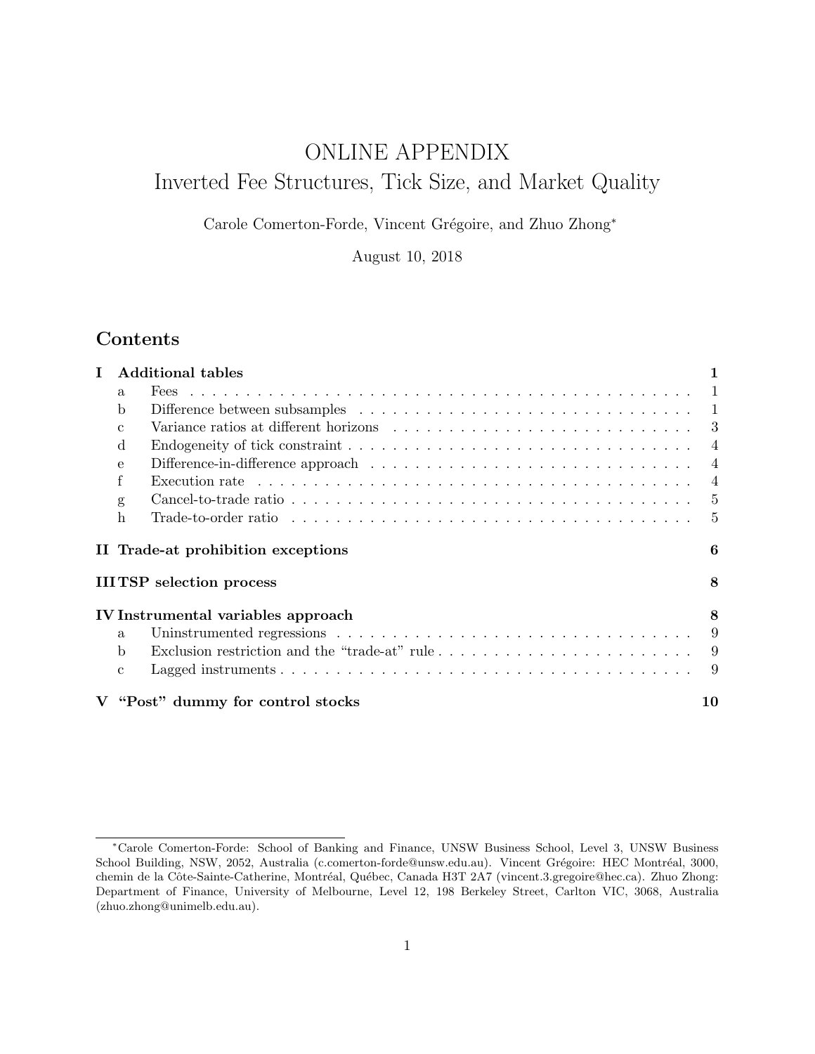# ONLINE APPENDIX
# Inverted Fee Structures, Tick Size, and Market Quality

Carole Comerton-Forde, Vincent Grégoire, and Zhuo Zhong*

August 10, 2018

## Contents

- **I Additional tables** — 1
  - a Fees — 1
  - b Difference between subsamples — 1
  - c Variance ratios at different horizons — 3
  - d Endogeneity of tick constraint — 4
  - e Difference-in-difference approach — 4
  - f Execution rate — 4
  - g Cancel-to-trade ratio — 5
  - h Trade-to-order ratio — 5
- **II Trade-at prohibition exceptions** — 6
- **III TSP selection process** — 8
- **IV Instrumental variables approach** — 8
  - a Uninstrumented regressions — 9
  - b Exclusion restriction and the "trade-at" rule — 9
  - c Lagged instruments — 9
- **V "Post" dummy for control stocks** — 10

---

*Carole Comerton-Forde: School of Banking and Finance, UNSW Business School, Level 3, UNSW Business School Building, NSW, 2052, Australia (c.comerton-forde@unsw.edu.au). Vincent Grégoire: HEC Montréal, 3000, chemin de la Côte-Sainte-Catherine, Montréal, Québec, Canada H3T 2A7 (vincent.3.gregoire@hec.ca). Zhuo Zhong: Department of Finance, University of Melbourne, Level 12, 198 Berkeley Street, Carlton VIC, 3068, Australia (zhuo.zhong@unimelb.edu.au).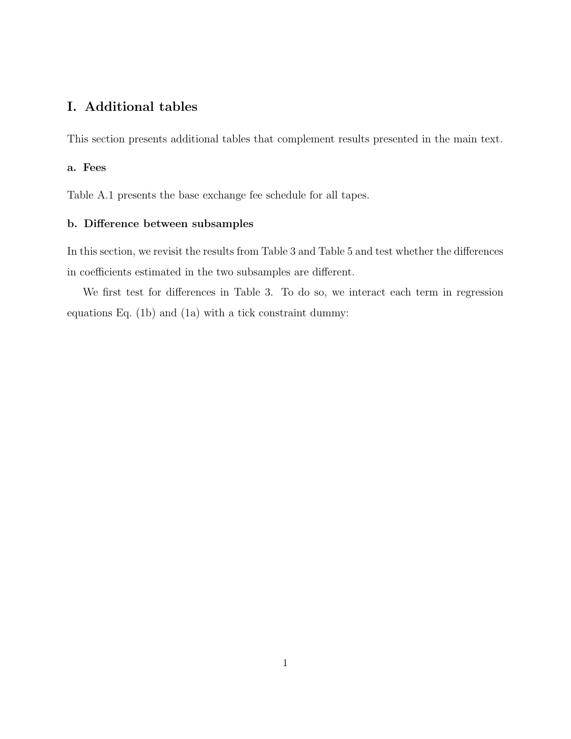# I. Additional tables

This section presents additional tables that complement results presented in the main text.

### a. Fees

Table A.1 presents the base exchange fee schedule for all tapes.

### b. Difference between subsamples

In this section, we revisit the results from Table 3 and Table 5 and test whether the differences in coefficients estimated in the two subsamples are different.

We first test for differences in Table 3. To do so, we interact each term in regression equations Eq. (1b) and (1a) with a tick constraint dummy: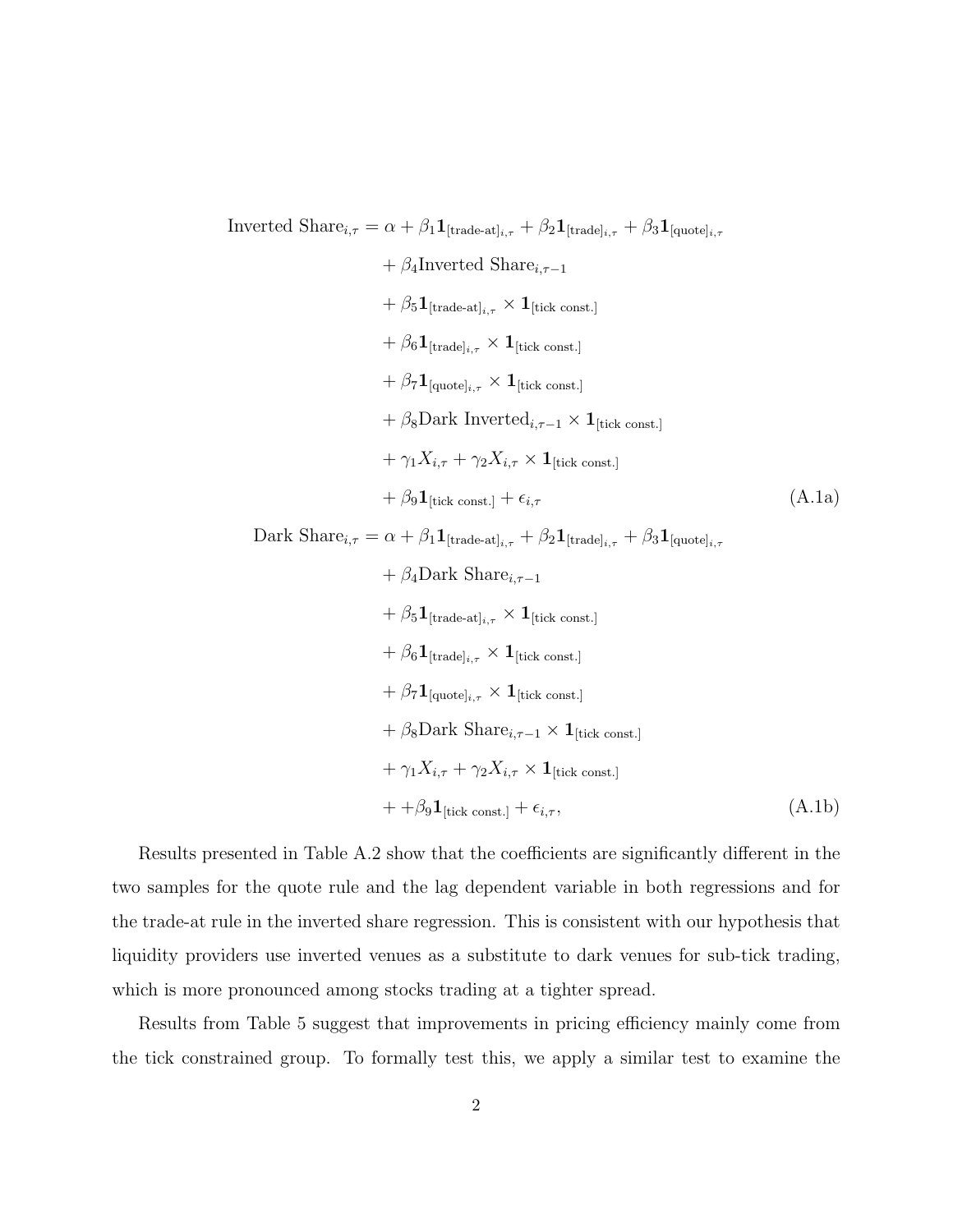$$
\begin{aligned}
\text{Inverted Share}_{i,\tau} = \alpha &+ \beta_1 \mathbf{1}_{[\text{trade-at}]_{i,\tau}} + \beta_2 \mathbf{1}_{[\text{trade}]_{i,\tau}} + \beta_3 \mathbf{1}_{[\text{quote}]_{i,\tau}} \\
&+ \beta_4 \text{Inverted Share}_{i,\tau-1} \\
&+ \beta_5 \mathbf{1}_{[\text{trade-at}]_{i,\tau}} \times \mathbf{1}_{[\text{tick const.}]} \\
&+ \beta_6 \mathbf{1}_{[\text{trade}]_{i,\tau}} \times \mathbf{1}_{[\text{tick const.}]} \\
&+ \beta_7 \mathbf{1}_{[\text{quote}]_{i,\tau}} \times \mathbf{1}_{[\text{tick const.}]} \\
&+ \beta_8 \text{Dark Inverted}_{i,\tau-1} \times \mathbf{1}_{[\text{tick const.}]} \\
&+ \gamma_1 X_{i,\tau} + \gamma_2 X_{i,\tau} \times \mathbf{1}_{[\text{tick const.}]} \\
&+ \beta_9 \mathbf{1}_{[\text{tick const.}]} + \epsilon_{i,\tau} \qquad \text{(A.1a)}
\end{aligned}
$$

$$
\begin{aligned}
\text{Dark Share}_{i,\tau} = \alpha &+ \beta_1 \mathbf{1}_{[\text{trade-at}]_{i,\tau}} + \beta_2 \mathbf{1}_{[\text{trade}]_{i,\tau}} + \beta_3 \mathbf{1}_{[\text{quote}]_{i,\tau}} \\
&+ \beta_4 \text{Dark Share}_{i,\tau-1} \\
&+ \beta_5 \mathbf{1}_{[\text{trade-at}]_{i,\tau}} \times \mathbf{1}_{[\text{tick const.}]} \\
&+ \beta_6 \mathbf{1}_{[\text{trade}]_{i,\tau}} \times \mathbf{1}_{[\text{tick const.}]} \\
&+ \beta_7 \mathbf{1}_{[\text{quote}]_{i,\tau}} \times \mathbf{1}_{[\text{tick const.}]} \\
&+ \beta_8 \text{Dark Share}_{i,\tau-1} \times \mathbf{1}_{[\text{tick const.}]} \\
&+ \gamma_1 X_{i,\tau} + \gamma_2 X_{i,\tau} \times \mathbf{1}_{[\text{tick const.}]} \\
&+ + \beta_9 \mathbf{1}_{[\text{tick const.}]} + \epsilon_{i,\tau}, \qquad \text{(A.1b)}
\end{aligned}
$$

Results presented in Table A.2 show that the coefficients are significantly different in the two samples for the quote rule and the lag dependent variable in both regressions and for the trade-at rule in the inverted share regression. This is consistent with our hypothesis that liquidity providers use inverted venues as a substitute to dark venues for sub-tick trading, which is more pronounced among stocks trading at a tighter spread.

Results from Table 5 suggest that improvements in pricing efficiency mainly come from the tick constrained group. To formally test this, we apply a similar test to examine the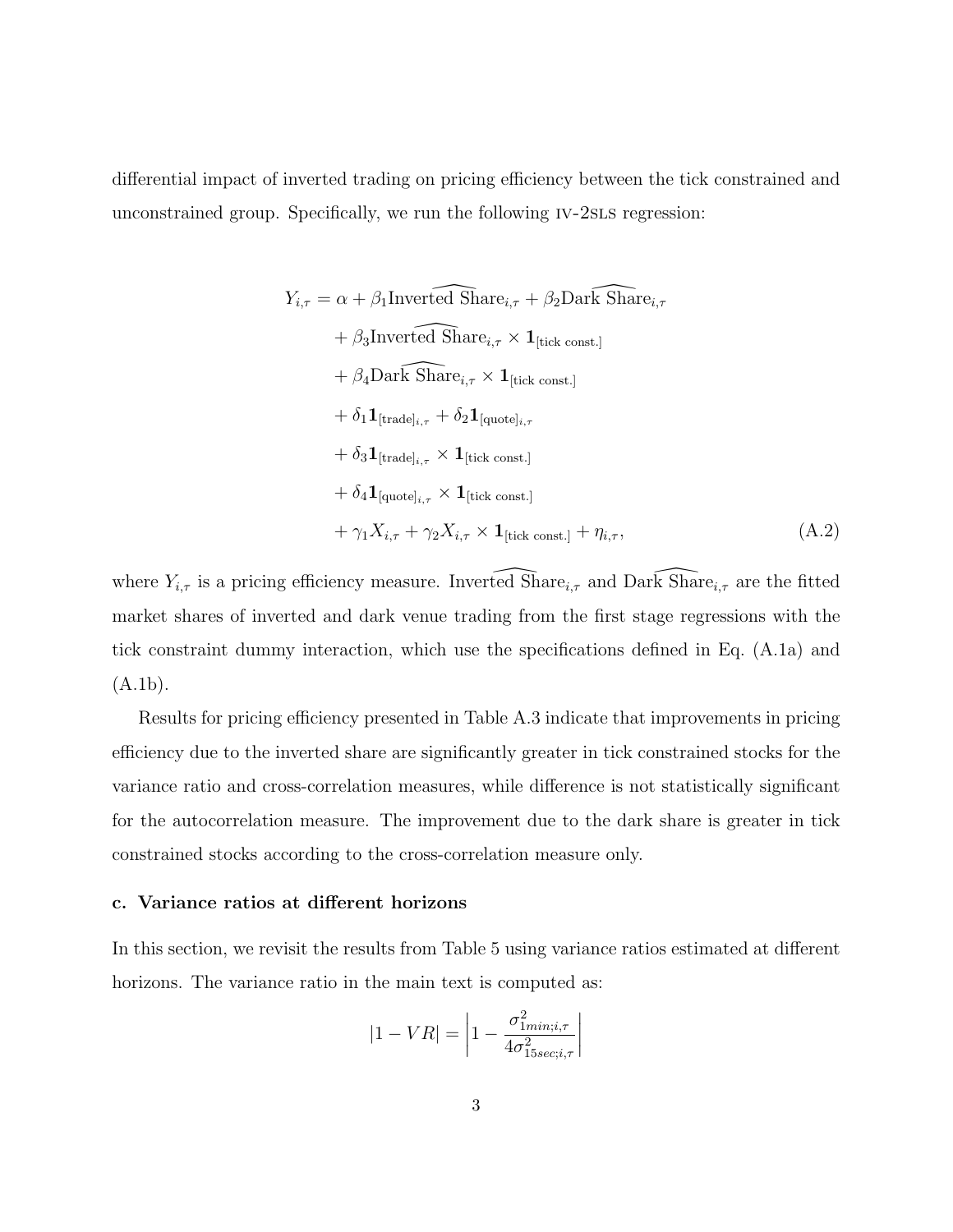differential impact of inverted trading on pricing efficiency between the tick constrained and unconstrained group. Specifically, we run the following IV-2SLS regression:

$$
\begin{aligned}
Y_{i,\tau} = \alpha &+ \beta_1 \widehat{\text{Inverted Share}}_{i,\tau} + \beta_2 \widehat{\text{Dark Share}}_{i,\tau} \\
&+ \beta_3 \widehat{\text{Inverted Share}}_{i,\tau} \times \mathbf{1}_{[\text{tick const.}]} \\
&+ \beta_4 \widehat{\text{Dark Share}}_{i,\tau} \times \mathbf{1}_{[\text{tick const.}]} \\
&+ \delta_1 \mathbf{1}_{[\text{trade}]_{i,\tau}} + \delta_2 \mathbf{1}_{[\text{quote}]_{i,\tau}} \\
&+ \delta_3 \mathbf{1}_{[\text{trade}]_{i,\tau}} \times \mathbf{1}_{[\text{tick const.}]} \\
&+ \delta_4 \mathbf{1}_{[\text{quote}]_{i,\tau}} \times \mathbf{1}_{[\text{tick const.}]} \\
&+ \gamma_1 X_{i,\tau} + \gamma_2 X_{i,\tau} \times \mathbf{1}_{[\text{tick const.}]} + \eta_{i,\tau},
\end{aligned}
\tag{A.2}
$$

where $Y_{i,\tau}$ is a pricing efficiency measure. $\widehat{\text{Inverted Share}}_{i,\tau}$ and $\widehat{\text{Dark Share}}_{i,\tau}$ are the fitted market shares of inverted and dark venue trading from the first stage regressions with the tick constraint dummy interaction, which use the specifications defined in Eq. (A.1a) and (A.1b).

Results for pricing efficiency presented in Table A.3 indicate that improvements in pricing efficiency due to the inverted share are significantly greater in tick constrained stocks for the variance ratio and cross-correlation measures, while difference is not statistically significant for the autocorrelation measure. The improvement due to the dark share is greater in tick constrained stocks according to the cross-correlation measure only.

### c. Variance ratios at different horizons

In this section, we revisit the results from Table 5 using variance ratios estimated at different horizons. The variance ratio in the main text is computed as:

$$
|1 - VR| = \left| 1 - \frac{\sigma^2_{1min;i,\tau}}{4\sigma^2_{15sec;i,\tau}} \right|
$$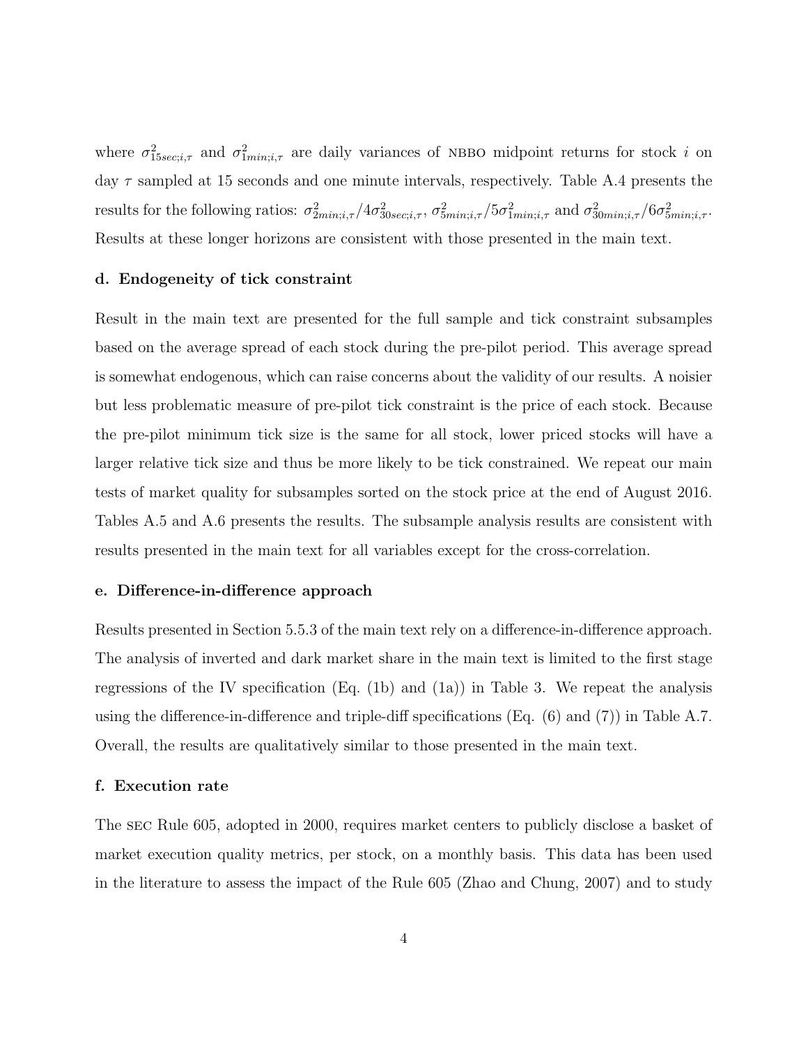where $\sigma^2_{15sec;i,\tau}$ and $\sigma^2_{1min;i,\tau}$ are daily variances of NBBO midpoint returns for stock $i$ on day $\tau$ sampled at 15 seconds and one minute intervals, respectively. Table A.4 presents the results for the following ratios: $\sigma^2_{2min;i,\tau}/4\sigma^2_{30sec;i,\tau}$, $\sigma^2_{5min;i,\tau}/5\sigma^2_{1min;i,\tau}$ and $\sigma^2_{30min;i,\tau}/6\sigma^2_{5min;i,\tau}$. Results at these longer horizons are consistent with those presented in the main text.

### d. Endogeneity of tick constraint

Result in the main text are presented for the full sample and tick constraint subsamples based on the average spread of each stock during the pre-pilot period. This average spread is somewhat endogenous, which can raise concerns about the validity of our results. A noisier but less problematic measure of pre-pilot tick constraint is the price of each stock. Because the pre-pilot minimum tick size is the same for all stock, lower priced stocks will have a larger relative tick size and thus be more likely to be tick constrained. We repeat our main tests of market quality for subsamples sorted on the stock price at the end of August 2016. Tables A.5 and A.6 presents the results. The subsample analysis results are consistent with results presented in the main text for all variables except for the cross-correlation.

### e. Difference-in-difference approach

Results presented in Section 5.5.3 of the main text rely on a difference-in-difference approach. The analysis of inverted and dark market share in the main text is limited to the first stage regressions of the IV specification (Eq. (1b) and (1a)) in Table 3. We repeat the analysis using the difference-in-difference and triple-diff specifications (Eq. (6) and (7)) in Table A.7. Overall, the results are qualitatively similar to those presented in the main text.

### f. Execution rate

The SEC Rule 605, adopted in 2000, requires market centers to publicly disclose a basket of market execution quality metrics, per stock, on a monthly basis. This data has been used in the literature to assess the impact of the Rule 605 (Zhao and Chung, 2007) and to study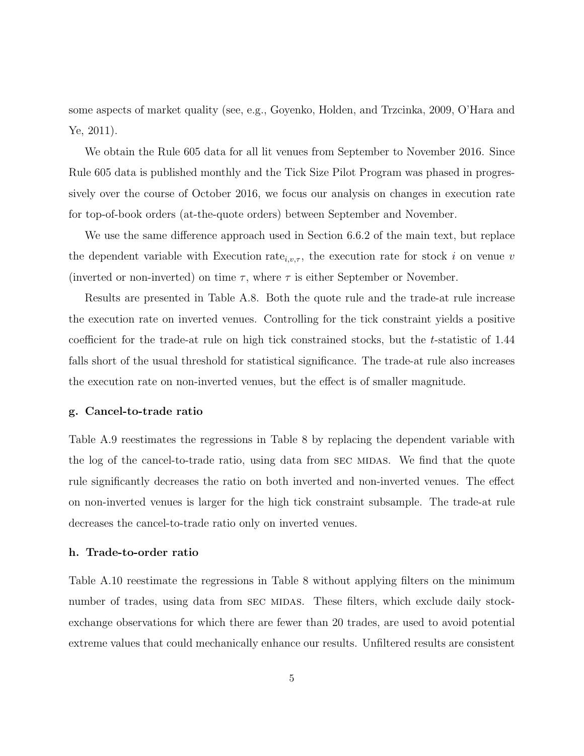some aspects of market quality (see, e.g., Goyenko, Holden, and Trzcinka, 2009, O'Hara and Ye, 2011).

We obtain the Rule 605 data for all lit venues from September to November 2016. Since Rule 605 data is published monthly and the Tick Size Pilot Program was phased in progressively over the course of October 2016, we focus our analysis on changes in execution rate for top-of-book orders (at-the-quote orders) between September and November.

We use the same difference approach used in Section 6.6.2 of the main text, but replace the dependent variable with Execution rate$_{i,v,\tau}$, the execution rate for stock $i$ on venue $v$ (inverted or non-inverted) on time $\tau$, where $\tau$ is either September or November.

Results are presented in Table A.8. Both the quote rule and the trade-at rule increase the execution rate on inverted venues. Controlling for the tick constraint yields a positive coefficient for the trade-at rule on high tick constrained stocks, but the $t$-statistic of 1.44 falls short of the usual threshold for statistical significance. The trade-at rule also increases the execution rate on non-inverted venues, but the effect is of smaller magnitude.

### g. Cancel-to-trade ratio

Table A.9 reestimates the regressions in Table 8 by replacing the dependent variable with the log of the cancel-to-trade ratio, using data from SEC MIDAS. We find that the quote rule significantly decreases the ratio on both inverted and non-inverted venues. The effect on non-inverted venues is larger for the high tick constraint subsample. The trade-at rule decreases the cancel-to-trade ratio only on inverted venues.

### h. Trade-to-order ratio

Table A.10 reestimate the regressions in Table 8 without applying filters on the minimum number of trades, using data from SEC MIDAS. These filters, which exclude daily stock-exchange observations for which there are fewer than 20 trades, are used to avoid potential extreme values that could mechanically enhance our results. Unfiltered results are consistent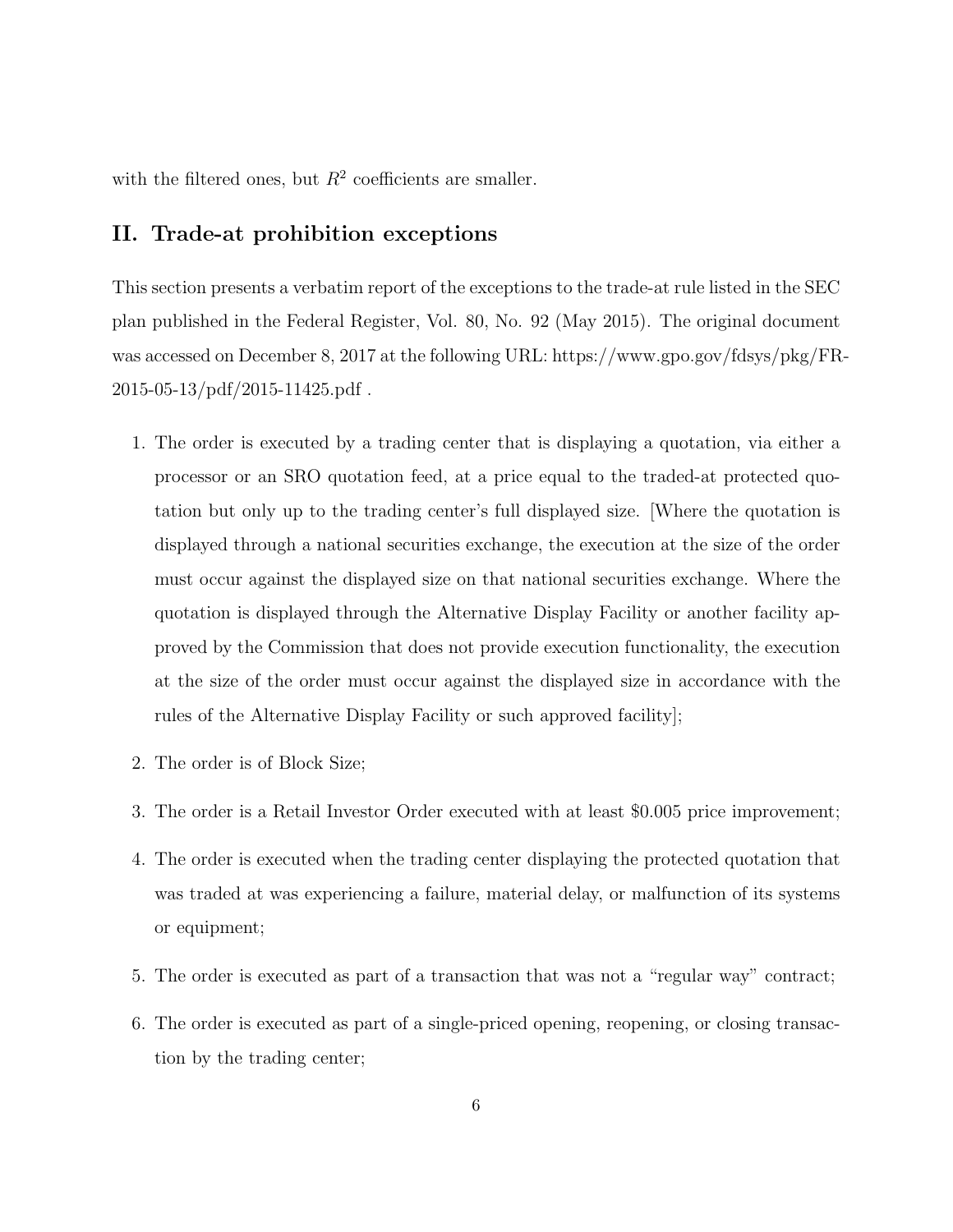with the filtered ones, but $R^2$ coefficients are smaller.

## II. Trade-at prohibition exceptions

This section presents a verbatim report of the exceptions to the trade-at rule listed in the SEC plan published in the Federal Register, Vol. 80, No. 92 (May 2015). The original document was accessed on December 8, 2017 at the following URL: https://www.gpo.gov/fdsys/pkg/FR-2015-05-13/pdf/2015-11425.pdf .

1. The order is executed by a trading center that is displaying a quotation, via either a processor or an SRO quotation feed, at a price equal to the traded-at protected quotation but only up to the trading center's full displayed size. [Where the quotation is displayed through a national securities exchange, the execution at the size of the order must occur against the displayed size on that national securities exchange. Where the quotation is displayed through the Alternative Display Facility or another facility approved by the Commission that does not provide execution functionality, the execution at the size of the order must occur against the displayed size in accordance with the rules of the Alternative Display Facility or such approved facility];
2. The order is of Block Size;
3. The order is a Retail Investor Order executed with at least $0.005 price improvement;
4. The order is executed when the trading center displaying the protected quotation that was traded at was experiencing a failure, material delay, or malfunction of its systems or equipment;
5. The order is executed as part of a transaction that was not a "regular way" contract;
6. The order is executed as part of a single-priced opening, reopening, or closing transaction by the trading center;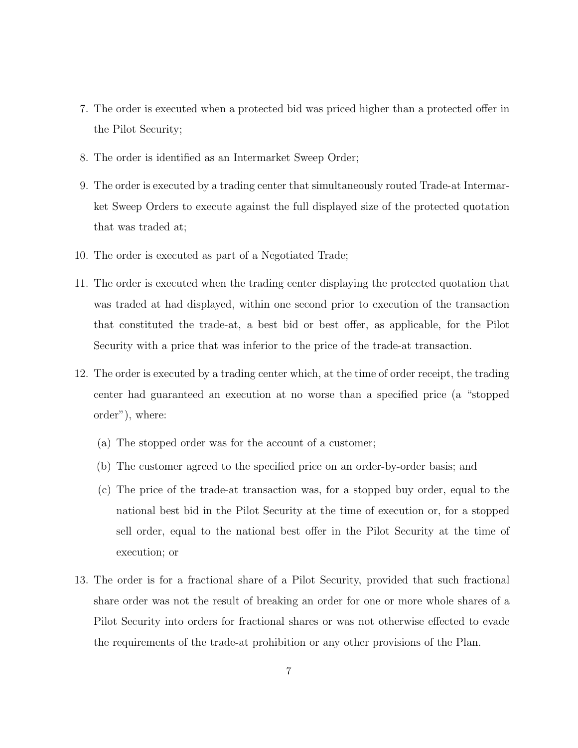7. The order is executed when a protected bid was priced higher than a protected offer in the Pilot Security;

8. The order is identified as an Intermarket Sweep Order;

9. The order is executed by a trading center that simultaneously routed Trade-at Intermarket Sweep Orders to execute against the full displayed size of the protected quotation that was traded at;

10. The order is executed as part of a Negotiated Trade;

11. The order is executed when the trading center displaying the protected quotation that was traded at had displayed, within one second prior to execution of the transaction that constituted the trade-at, a best bid or best offer, as applicable, for the Pilot Security with a price that was inferior to the price of the trade-at transaction.

12. The order is executed by a trading center which, at the time of order receipt, the trading center had guaranteed an execution at no worse than a specified price (a "stopped order"), where:

    (a) The stopped order was for the account of a customer;

    (b) The customer agreed to the specified price on an order-by-order basis; and

    (c) The price of the trade-at transaction was, for a stopped buy order, equal to the national best bid in the Pilot Security at the time of execution or, for a stopped sell order, equal to the national best offer in the Pilot Security at the time of execution; or

13. The order is for a fractional share of a Pilot Security, provided that such fractional share order was not the result of breaking an order for one or more whole shares of a Pilot Security into orders for fractional shares or was not otherwise effected to evade the requirements of the trade-at prohibition or any other provisions of the Plan.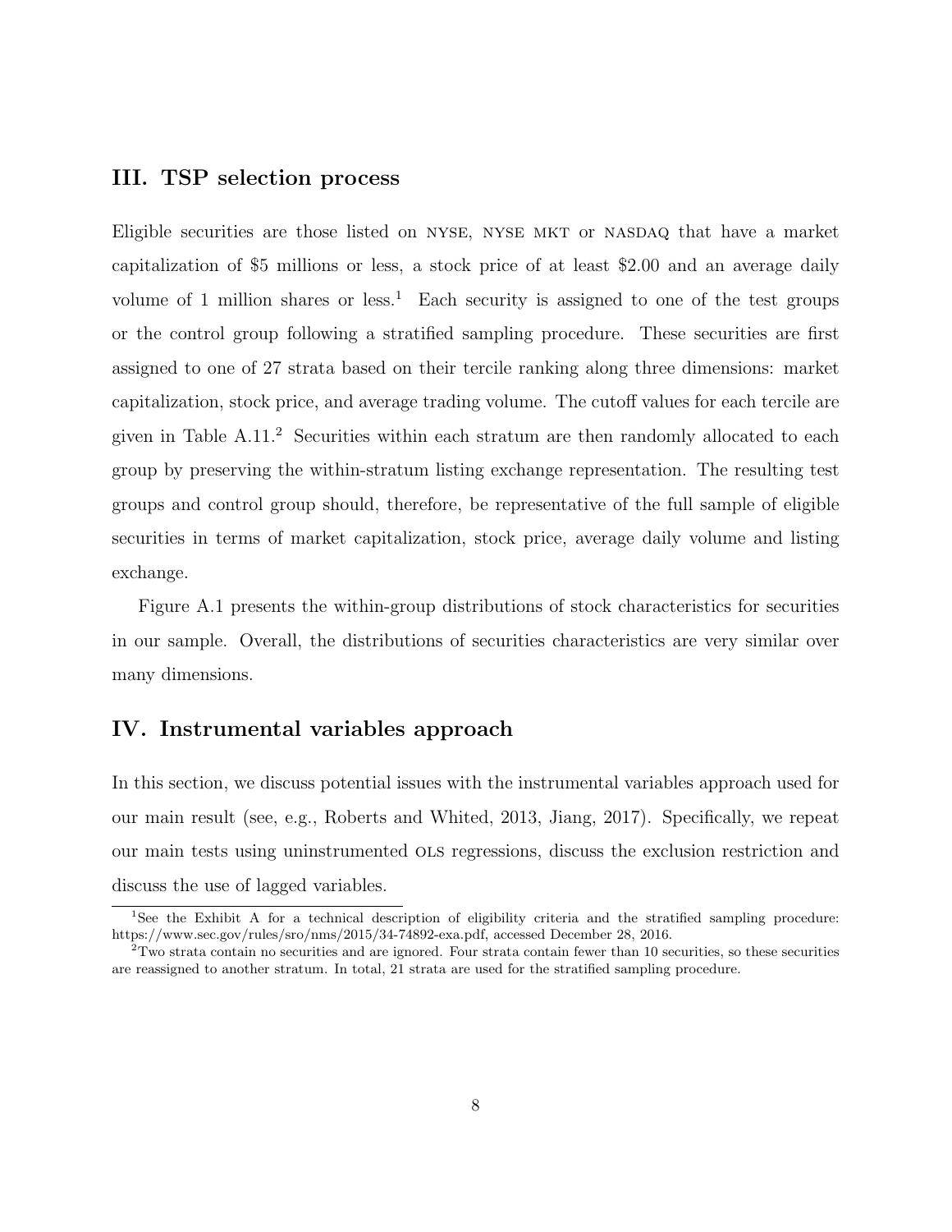## III. TSP selection process

Eligible securities are those listed on NYSE, NYSE MKT or NASDAQ that have a market capitalization of $5 millions or less, a stock price of at least $2.00 and an average daily volume of 1 million shares or less.[1] Each security is assigned to one of the test groups or the control group following a stratified sampling procedure. These securities are first assigned to one of 27 strata based on their tercile ranking along three dimensions: market capitalization, stock price, and average trading volume. The cutoff values for each tercile are given in Table A.11.[2] Securities within each stratum are then randomly allocated to each group by preserving the within-stratum listing exchange representation. The resulting test groups and control group should, therefore, be representative of the full sample of eligible securities in terms of market capitalization, stock price, average daily volume and listing exchange.

Figure A.1 presents the within-group distributions of stock characteristics for securities in our sample. Overall, the distributions of securities characteristics are very similar over many dimensions.

## IV. Instrumental variables approach

In this section, we discuss potential issues with the instrumental variables approach used for our main result (see, e.g., Roberts and Whited, 2013, Jiang, 2017). Specifically, we repeat our main tests using uninstrumented OLS regressions, discuss the exclusion restriction and discuss the use of lagged variables.

[1] See the Exhibit A for a technical description of eligibility criteria and the stratified sampling procedure: https://www.sec.gov/rules/sro/nms/2015/34-74892-exa.pdf, accessed December 28, 2016.

[2] Two strata contain no securities and are ignored. Four strata contain fewer than 10 securities, so these securities are reassigned to another stratum. In total, 21 strata are used for the stratified sampling procedure.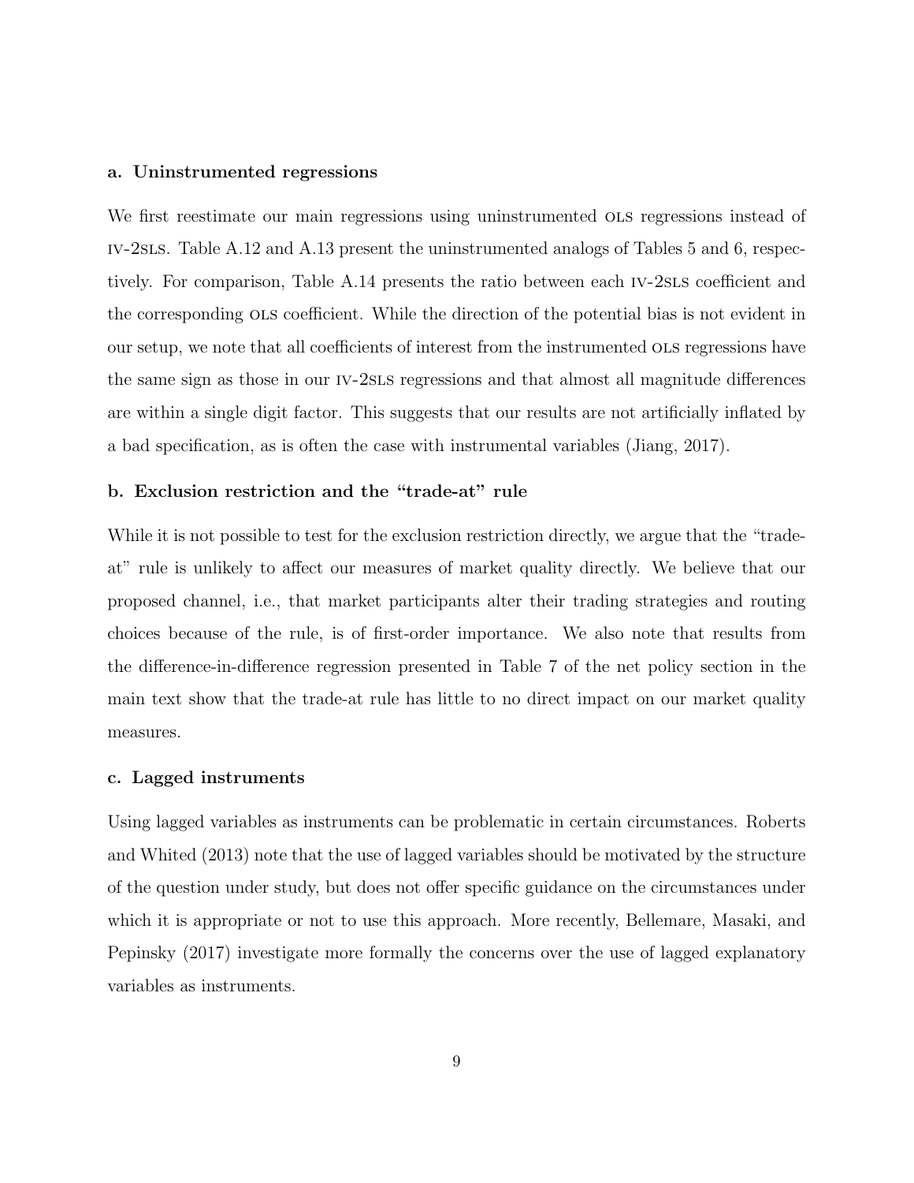### a. Uninstrumented regressions

We first reestimate our main regressions using uninstrumented OLS regressions instead of IV-2SLS. Table A.12 and A.13 present the uninstrumented analogs of Tables 5 and 6, respectively. For comparison, Table A.14 presents the ratio between each IV-2SLS coefficient and the corresponding OLS coefficient. While the direction of the potential bias is not evident in our setup, we note that all coefficients of interest from the instrumented OLS regressions have the same sign as those in our IV-2SLS regressions and that almost all magnitude differences are within a single digit factor. This suggests that our results are not artificially inflated by a bad specification, as is often the case with instrumental variables (Jiang, 2017).

### b. Exclusion restriction and the "trade-at" rule

While it is not possible to test for the exclusion restriction directly, we argue that the "trade-at" rule is unlikely to affect our measures of market quality directly. We believe that our proposed channel, i.e., that market participants alter their trading strategies and routing choices because of the rule, is of first-order importance. We also note that results from the difference-in-difference regression presented in Table 7 of the net policy section in the main text show that the trade-at rule has little to no direct impact on our market quality measures.

### c. Lagged instruments

Using lagged variables as instruments can be problematic in certain circumstances. Roberts and Whited (2013) note that the use of lagged variables should be motivated by the structure of the question under study, but does not offer specific guidance on the circumstances under which it is appropriate or not to use this approach. More recently, Bellemare, Masaki, and Pepinsky (2017) investigate more formally the concerns over the use of lagged explanatory variables as instruments.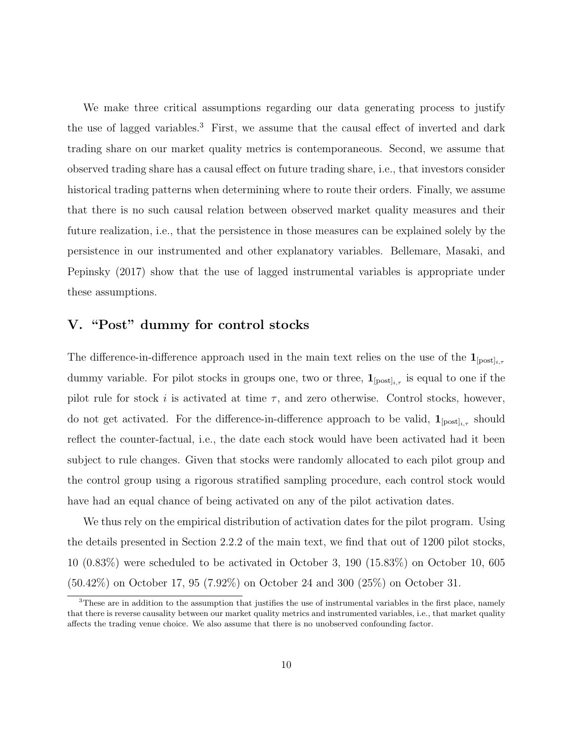We make three critical assumptions regarding our data generating process to justify the use of lagged variables.[3] First, we assume that the causal effect of inverted and dark trading share on our market quality metrics is contemporaneous. Second, we assume that observed trading share has a causal effect on future trading share, i.e., that investors consider historical trading patterns when determining where to route their orders. Finally, we assume that there is no such causal relation between observed market quality measures and their future realization, i.e., that the persistence in those measures can be explained solely by the persistence in our instrumented and other explanatory variables. Bellemare, Masaki, and Pepinsky (2017) show that the use of lagged instrumental variables is appropriate under these assumptions.

## V. "Post" dummy for control stocks

The difference-in-difference approach used in the main text relies on the use of the $\mathbf{1}_{[\text{post}]_{i,\tau}}$ dummy variable. For pilot stocks in groups one, two or three, $\mathbf{1}_{[\text{post}]_{i,\tau}}$ is equal to one if the pilot rule for stock $i$ is activated at time $\tau$, and zero otherwise. Control stocks, however, do not get activated. For the difference-in-difference approach to be valid, $\mathbf{1}_{[\text{post}]_{i,\tau}}$ should reflect the counter-factual, i.e., the date each stock would have been activated had it been subject to rule changes. Given that stocks were randomly allocated to each pilot group and the control group using a rigorous stratified sampling procedure, each control stock would have had an equal chance of being activated on any of the pilot activation dates.

We thus rely on the empirical distribution of activation dates for the pilot program. Using the details presented in Section 2.2.2 of the main text, we find that out of 1200 pilot stocks, 10 (0.83%) were scheduled to be activated in October 3, 190 (15.83%) on October 10, 605 (50.42%) on October 17, 95 (7.92%) on October 24 and 300 (25%) on October 31.

[3] These are in addition to the assumption that justifies the use of instrumental variables in the first place, namely that there is reverse causality between our market quality metrics and instrumented variables, i.e., that market quality affects the trading venue choice. We also assume that there is no unobserved confounding factor.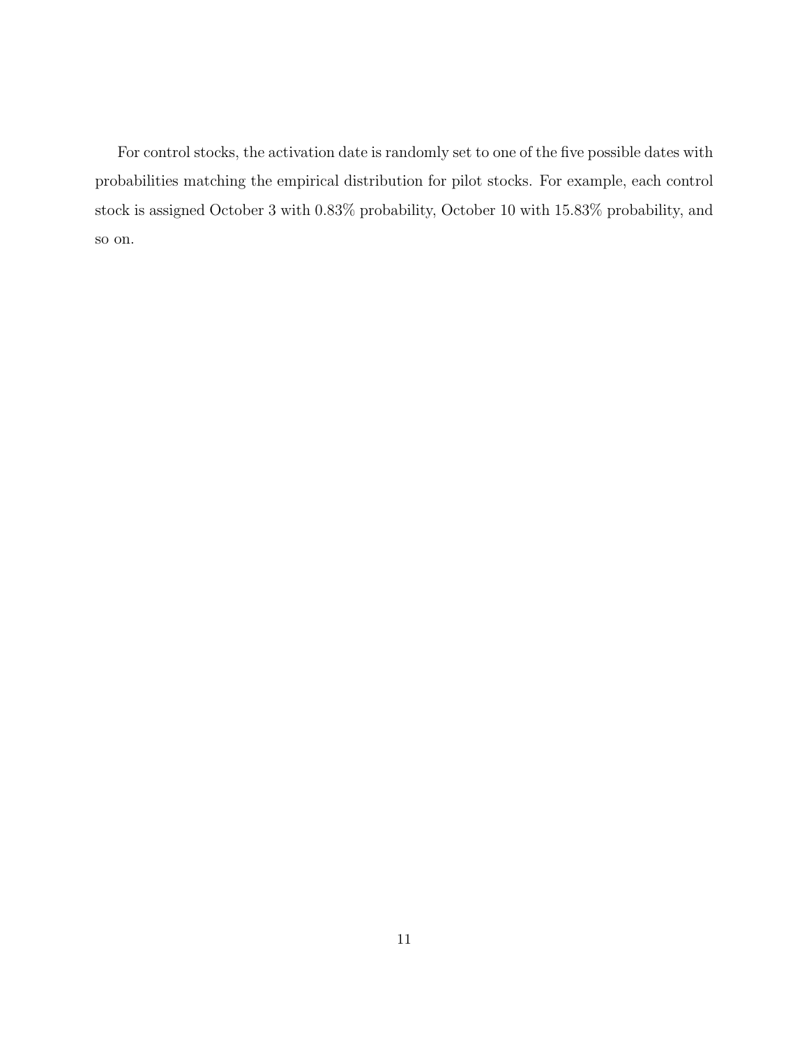For control stocks, the activation date is randomly set to one of the five possible dates with probabilities matching the empirical distribution for pilot stocks. For example, each control stock is assigned October 3 with 0.83% probability, October 10 with 15.83% probability, and so on.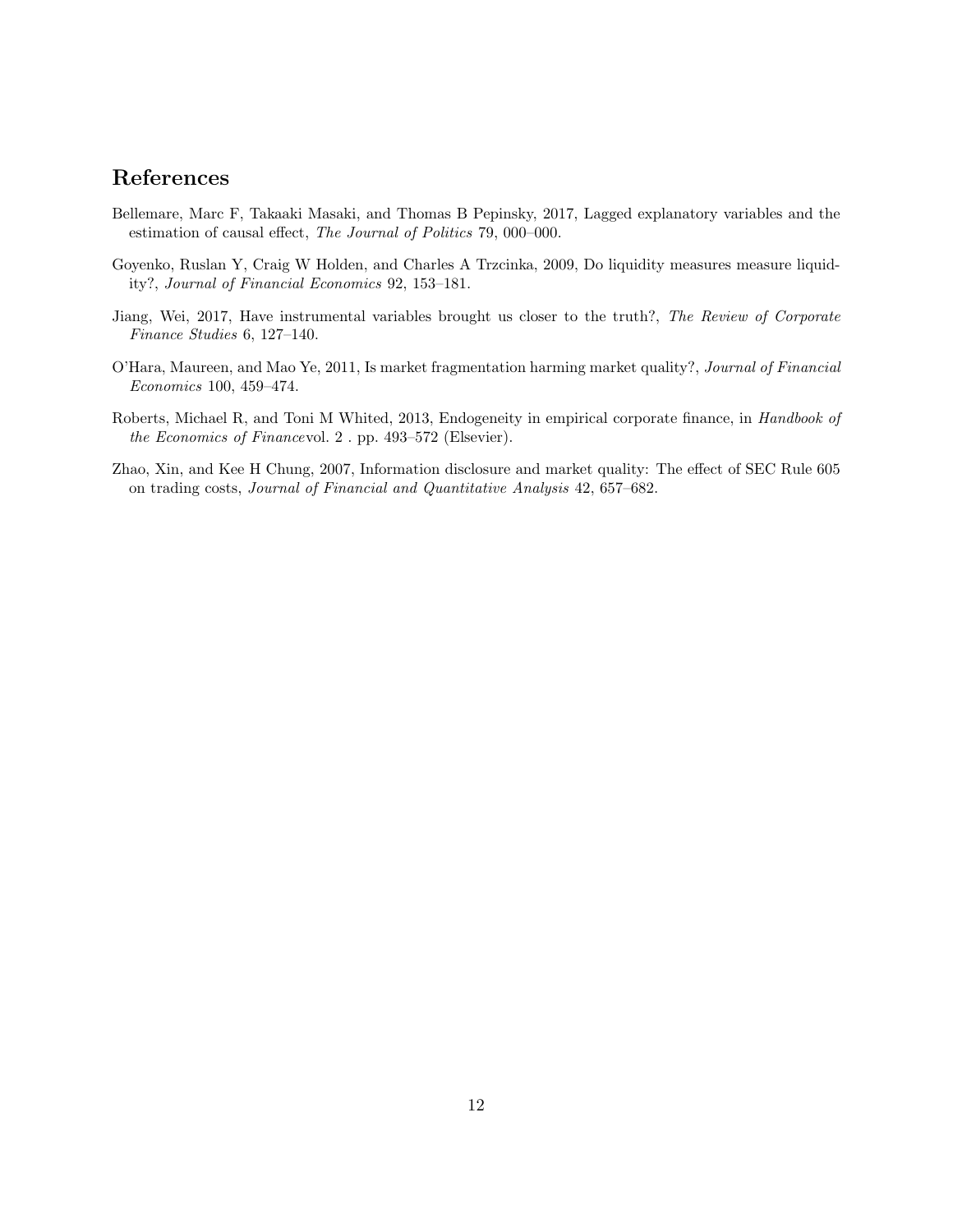# References

Bellemare, Marc F, Takaaki Masaki, and Thomas B Pepinsky, 2017, Lagged explanatory variables and the estimation of causal effect, *The Journal of Politics* 79, 000–000.

Goyenko, Ruslan Y, Craig W Holden, and Charles A Trzcinka, 2009, Do liquidity measures measure liquidity?, *Journal of Financial Economics* 92, 153–181.

Jiang, Wei, 2017, Have instrumental variables brought us closer to the truth?, *The Review of Corporate Finance Studies* 6, 127–140.

O'Hara, Maureen, and Mao Ye, 2011, Is market fragmentation harming market quality?, *Journal of Financial Economics* 100, 459–474.

Roberts, Michael R, and Toni M Whited, 2013, Endogeneity in empirical corporate finance, in *Handbook of the Economics of Finance*vol. 2 . pp. 493–572 (Elsevier).

Zhao, Xin, and Kee H Chung, 2007, Information disclosure and market quality: The effect of SEC Rule 605 on trading costs, *Journal of Financial and Quantitative Analysis* 42, 657–682.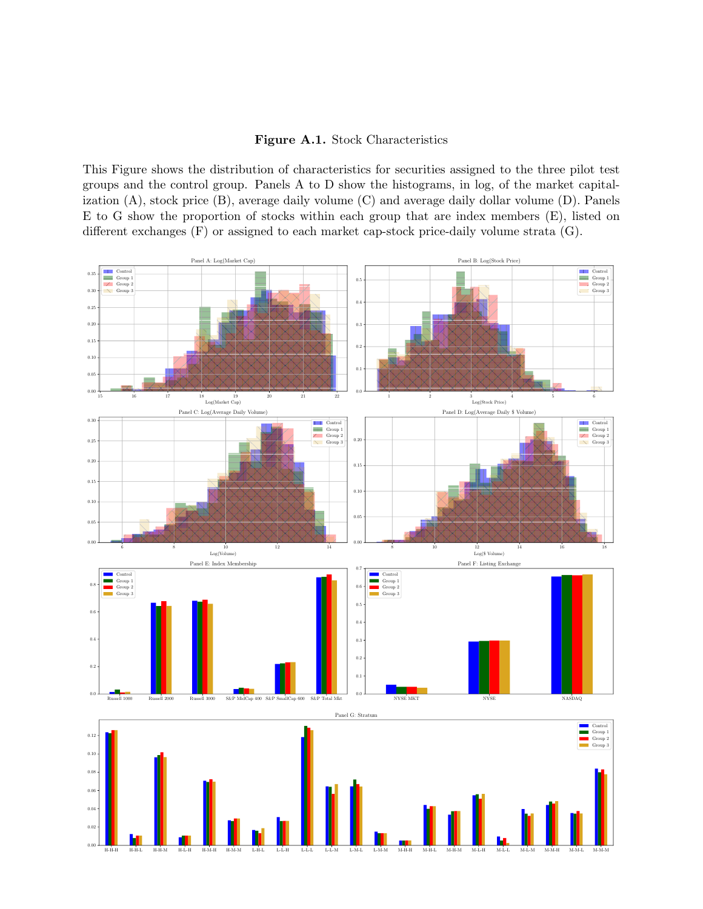**Figure A.1.** Stock Characteristics

This Figure shows the distribution of characteristics for securities assigned to the three pilot test groups and the control group. Panels A to D show the histograms, in log, of the market capitalization (A), stock price (B), average daily volume (C) and average daily dollar volume (D). Panels E to G show the proportion of stocks within each group that are index members (E), listed on different exchanges (F) or assigned to each market cap-stock price-daily volume strata (G).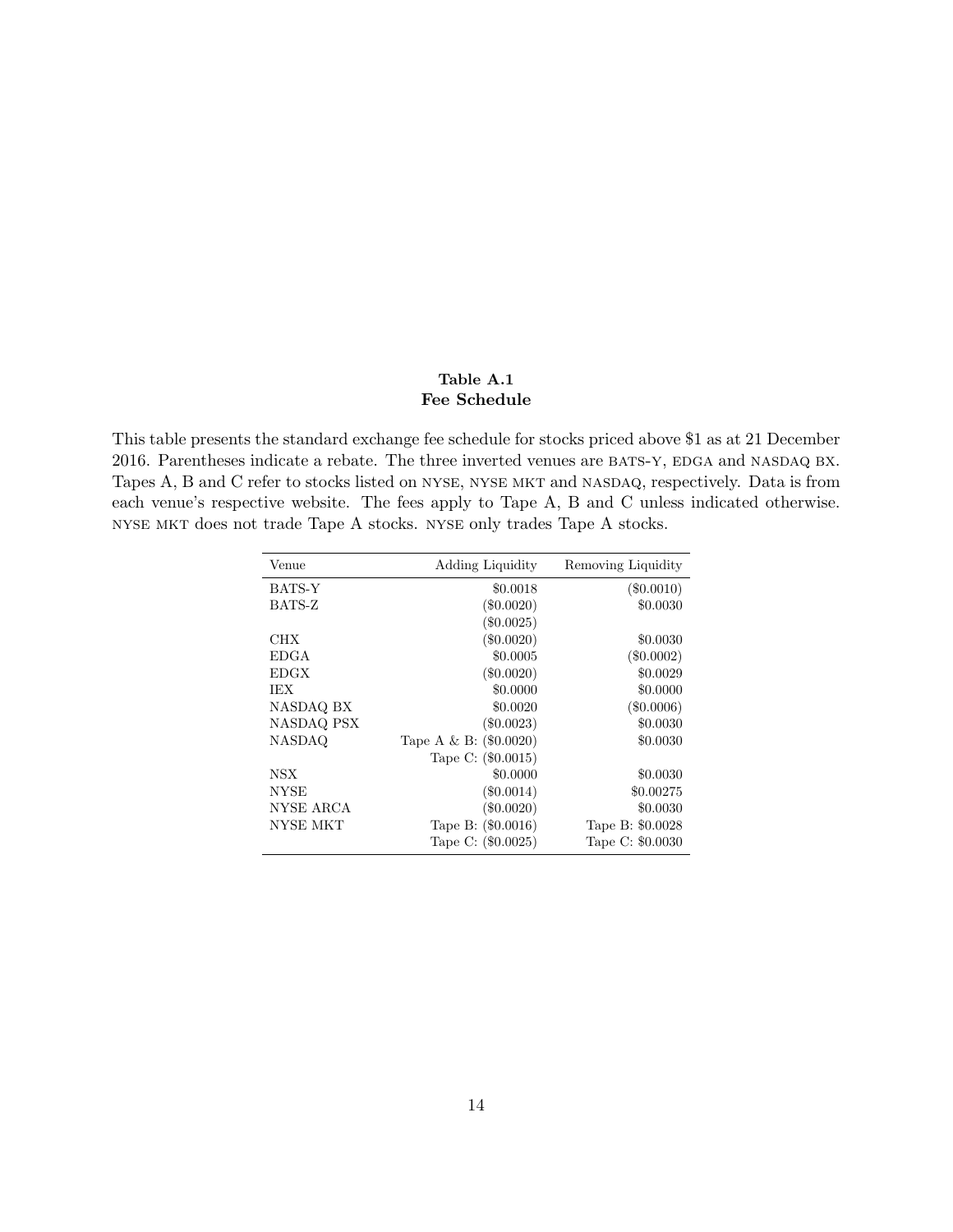**Table A.1**
**Fee Schedule**

This table presents the standard exchange fee schedule for stocks priced above $1 as at 21 December 2016. Parentheses indicate a rebate. The three inverted venues are BATS-Y, EDGA and NASDAQ BX. Tapes A, B and C refer to stocks listed on NYSE, NYSE MKT and NASDAQ, respectively. Data is from each venue's respective website. The fees apply to Tape A, B and C unless indicated otherwise. NYSE MKT does not trade Tape A stocks. NYSE only trades Tape A stocks.

| Venue | Adding Liquidity | Removing Liquidity |
|---|---|---|
| BATS-Y | $0.0018 | ($0.0010) |
| BATS-Z | ($0.0020) | $0.0030 |
| | ($0.0025) | |
| CHX | ($0.0020) | $0.0030 |
| EDGA | $0.0005 | ($0.0002) |
| EDGX | ($0.0020) | $0.0029 |
| IEX | $0.0000 | $0.0000 |
| NASDAQ BX | $0.0020 | ($0.0006) |
| NASDAQ PSX | ($0.0023) | $0.0030 |
| NASDAQ | Tape A & B: ($0.0020) | $0.0030 |
| | Tape C: ($0.0015) | |
| NSX | $0.0000 | $0.0030 |
| NYSE | ($0.0014) | $0.00275 |
| NYSE ARCA | ($0.0020) | $0.0030 |
| NYSE MKT | Tape B: ($0.0016) | Tape B: $0.0028 |
| | Tape C: ($0.0025) | Tape C: $0.0030 |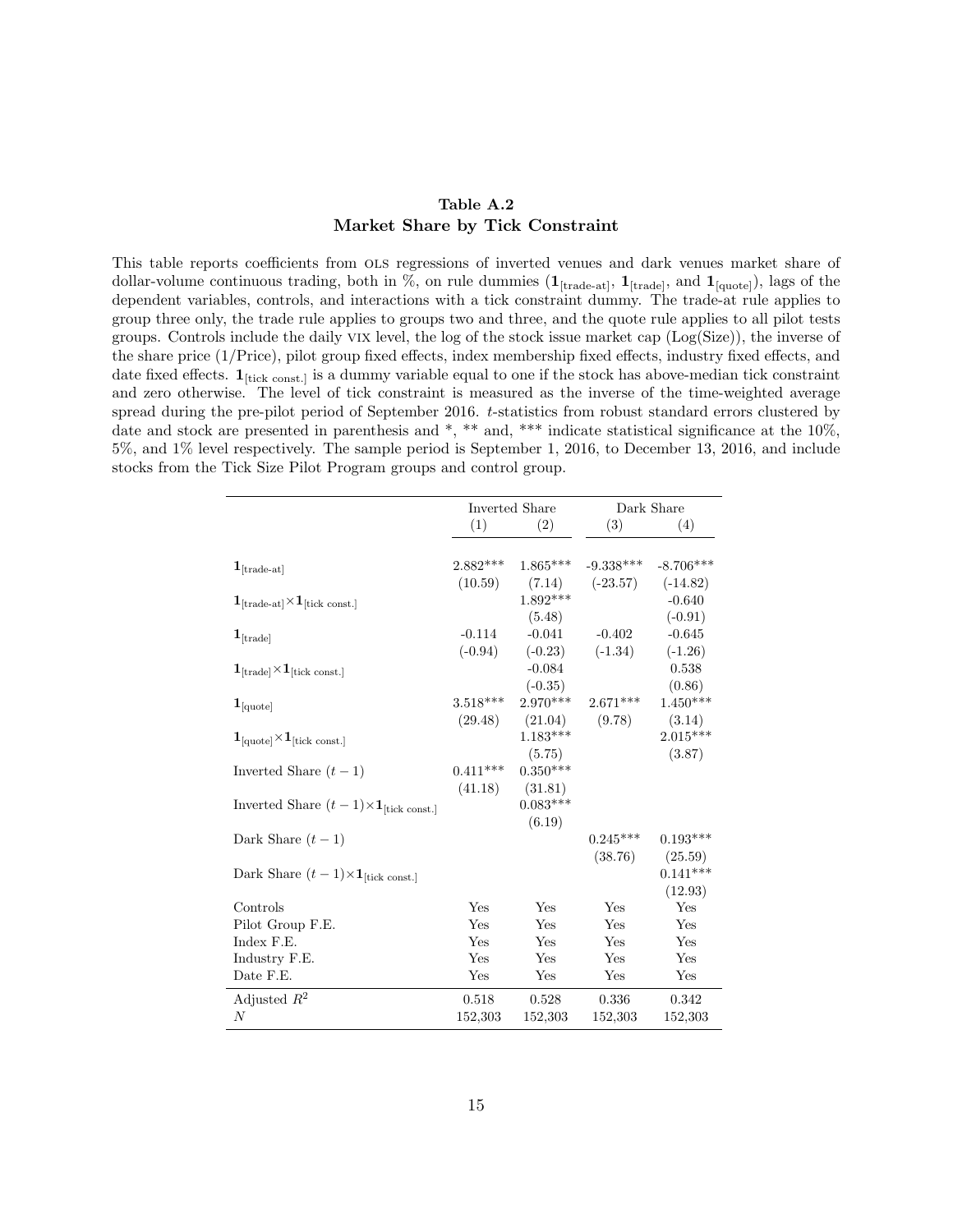**Table A.2**
**Market Share by Tick Constraint**

This table reports coefficients from OLS regressions of inverted venues and dark venues market share of dollar-volume continuous trading, both in %, on rule dummies ($\mathbf{1}_{[\text{trade-at}]}$, $\mathbf{1}_{[\text{trade}]}$, and $\mathbf{1}_{[\text{quote}]}$), lags of the dependent variables, controls, and interactions with a tick constraint dummy. The trade-at rule applies to group three only, the trade rule applies to groups two and three, and the quote rule applies to all pilot tests groups. Controls include the daily VIX level, the log of the stock issue market cap (Log(Size)), the inverse of the share price (1/Price), pilot group fixed effects, index membership fixed effects, industry fixed effects, and date fixed effects. $\mathbf{1}_{[\text{tick const.}]}$ is a dummy variable equal to one if the stock has above-median tick constraint and zero otherwise. The level of tick constraint is measured as the inverse of the time-weighted average spread during the pre-pilot period of September 2016. $t$-statistics from robust standard errors clustered by date and stock are presented in parenthesis and *, ** and, *** indicate statistical significance at the 10%, 5%, and 1% level respectively. The sample period is September 1, 2016, to December 13, 2016, and include stocks from the Tick Size Pilot Program groups and control group.

| | Inverted Share | | Dark Share | |
|---|---|---|---|---|
| | (1) | (2) | (3) | (4) |
| $\mathbf{1}_{[\text{trade-at}]}$ | 2.882*** | 1.865*** | -9.338*** | -8.706*** |
| | (10.59) | (7.14) | (-23.57) | (-14.82) |
| $\mathbf{1}_{[\text{trade-at}]} \times \mathbf{1}_{[\text{tick const.}]}$ | | 1.892*** | | -0.640 |
| | | (5.48) | | (-0.91) |
| $\mathbf{1}_{[\text{trade}]}$ | -0.114 | -0.041 | -0.402 | -0.645 |
| | (-0.94) | (-0.23) | (-1.34) | (-1.26) |
| $\mathbf{1}_{[\text{trade}]} \times \mathbf{1}_{[\text{tick const.}]}$ | | -0.084 | | 0.538 |
| | | (-0.35) | | (0.86) |
| $\mathbf{1}_{[\text{quote}]}$ | 3.518*** | 2.970*** | 2.671*** | 1.450*** |
| | (29.48) | (21.04) | (9.78) | (3.14) |
| $\mathbf{1}_{[\text{quote}]} \times \mathbf{1}_{[\text{tick const.}]}$ | | 1.183*** | | 2.015*** |
| | | (5.75) | | (3.87) |
| Inverted Share $(t-1)$ | 0.411*** | 0.350*** | | |
| | (41.18) | (31.81) | | |
| Inverted Share $(t-1) \times \mathbf{1}_{[\text{tick const.}]}$ | | 0.083*** | | |
| | | (6.19) | | |
| Dark Share $(t-1)$ | | | 0.245*** | 0.193*** |
| | | | (38.76) | (25.59) |
| Dark Share $(t-1) \times \mathbf{1}_{[\text{tick const.}]}$ | | | | 0.141*** |
| | | | | (12.93) |
| Controls | Yes | Yes | Yes | Yes |
| Pilot Group F.E. | Yes | Yes | Yes | Yes |
| Index F.E. | Yes | Yes | Yes | Yes |
| Industry F.E. | Yes | Yes | Yes | Yes |
| Date F.E. | Yes | Yes | Yes | Yes |
| Adjusted $R^2$ | 0.518 | 0.528 | 0.336 | 0.342 |
| $N$ | 152,303 | 152,303 | 152,303 | 152,303 |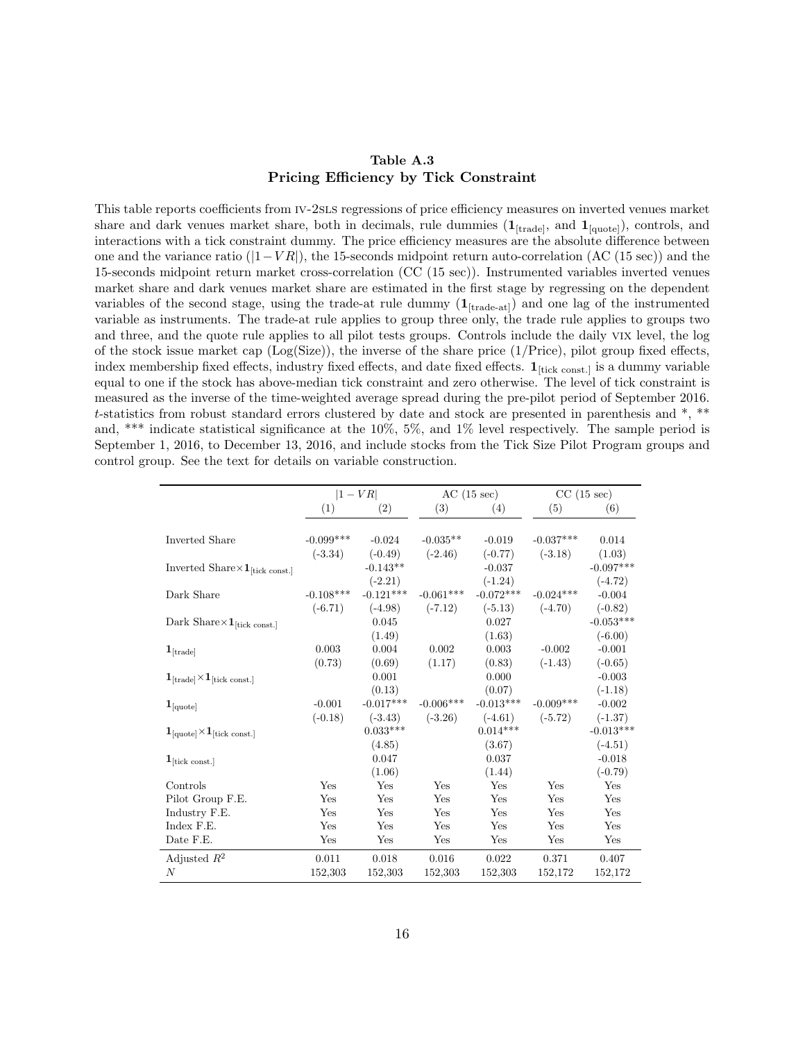**Table A.3**
**Pricing Efficiency by Tick Constraint**

This table reports coefficients from IV-2SLS regressions of price efficiency measures on inverted venues market share and dark venues market share, both in decimals, rule dummies ($\mathbf{1}_{[\text{trade}]}$, and $\mathbf{1}_{[\text{quote}]}$), controls, and interactions with a tick constraint dummy. The price efficiency measures are the absolute difference between one and the variance ratio ($|1-VR|$), the 15-seconds midpoint return auto-correlation (AC (15 sec)) and the 15-seconds midpoint return market cross-correlation (CC (15 sec)). Instrumented variables inverted venues market share and dark venues market share are estimated in the first stage by regressing on the dependent variables of the second stage, using the trade-at rule dummy ($\mathbf{1}_{[\text{trade-at}]}$) and one lag of the instrumented variable as instruments. The trade-at rule applies to group three only, the trade rule applies to groups two and three, and the quote rule applies to all pilot tests groups. Controls include the daily VIX level, the log of the stock issue market cap (Log(Size)), the inverse of the share price (1/Price), pilot group fixed effects, index membership fixed effects, industry fixed effects, and date fixed effects. $\mathbf{1}_{[\text{tick const.}]}$ is a dummy variable equal to one if the stock has above-median tick constraint and zero otherwise. The level of tick constraint is measured as the inverse of the time-weighted average spread during the pre-pilot period of September 2016. $t$-statistics from robust standard errors clustered by date and stock are presented in parenthesis and *, ** and, *** indicate statistical significance at the 10%, 5%, and 1% level respectively. The sample period is September 1, 2016, to December 13, 2016, and include stocks from the Tick Size Pilot Program groups and control group. See the text for details on variable construction.

| | $\|1-VR\|$ | | AC (15 sec) | | CC (15 sec) | |
|---|---|---|---|---|---|---|
| | (1) | (2) | (3) | (4) | (5) | (6) |
| Inverted Share | -0.099*** | -0.024 | -0.035** | -0.019 | -0.037*** | 0.014 |
| | (-3.34) | (-0.49) | (-2.46) | (-0.77) | (-3.18) | (1.03) |
| Inverted Share$\times\mathbf{1}_{[\text{tick const.}]}$ | | -0.143** | | -0.037 | | -0.097*** |
| | | (-2.21) | | (-1.24) | | (-4.72) |
| Dark Share | -0.108*** | -0.121*** | -0.061*** | -0.072*** | -0.024*** | -0.004 |
| | (-6.71) | (-4.98) | (-7.12) | (-5.13) | (-4.70) | (-0.82) |
| Dark Share$\times\mathbf{1}_{[\text{tick const.}]}$ | | 0.045 | | 0.027 | | -0.053*** |
| | | (1.49) | | (1.63) | | (-6.00) |
| $\mathbf{1}_{[\text{trade}]}$ | 0.003 | 0.004 | 0.002 | 0.003 | -0.002 | -0.001 |
| | (0.73) | (0.69) | (1.17) | (0.83) | (-1.43) | (-0.65) |
| $\mathbf{1}_{[\text{trade}]}\times\mathbf{1}_{[\text{tick const.}]}$ | | 0.001 | | 0.000 | | -0.003 |
| | | (0.13) | | (0.07) | | (-1.18) |
| $\mathbf{1}_{[\text{quote}]}$ | -0.001 | -0.017*** | -0.006*** | -0.013*** | -0.009*** | -0.002 |
| | (-0.18) | (-3.43) | (-3.26) | (-4.61) | (-5.72) | (-1.37) |
| $\mathbf{1}_{[\text{quote}]}\times\mathbf{1}_{[\text{tick const.}]}$ | | 0.033*** | | 0.014*** | | -0.013*** |
| | | (4.85) | | (3.67) | | (-4.51) |
| $\mathbf{1}_{[\text{tick const.}]}$ | | 0.047 | | 0.037 | | -0.018 |
| | | (1.06) | | (1.44) | | (-0.79) |
| Controls | Yes | Yes | Yes | Yes | Yes | Yes |
| Pilot Group F.E. | Yes | Yes | Yes | Yes | Yes | Yes |
| Industry F.E. | Yes | Yes | Yes | Yes | Yes | Yes |
| Index F.E. | Yes | Yes | Yes | Yes | Yes | Yes |
| Date F.E. | Yes | Yes | Yes | Yes | Yes | Yes |
| Adjusted $R^2$ | 0.011 | 0.018 | 0.016 | 0.022 | 0.371 | 0.407 |
| $N$ | 152,303 | 152,303 | 152,303 | 152,303 | 152,172 | 152,172 |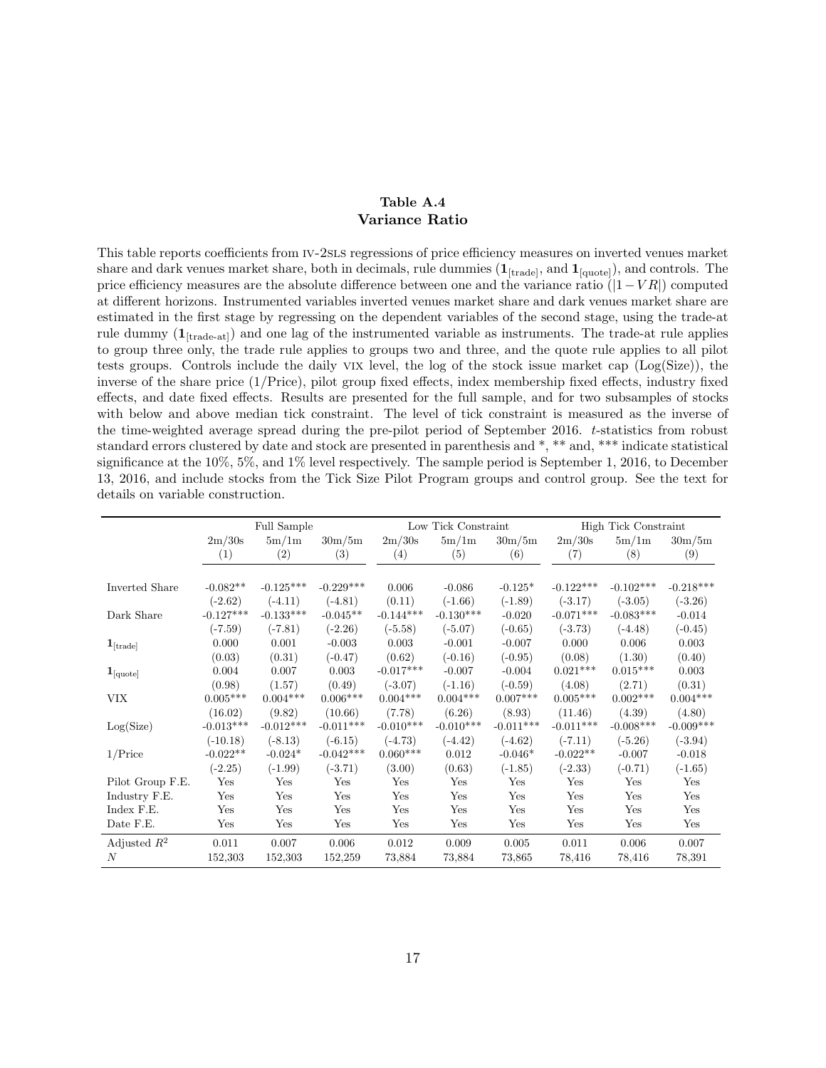**Table A.4**
**Variance Ratio**

This table reports coefficients from IV-2SLS regressions of price efficiency measures on inverted venues market share and dark venues market share, both in decimals, rule dummies ($\mathbf{1}_{[\text{trade}]}$, and $\mathbf{1}_{[\text{quote}]}$), and controls. The price efficiency measures are the absolute difference between one and the variance ratio ($|1-VR|$) computed at different horizons. Instrumented variables inverted venues market share and dark venues market share are estimated in the first stage by regressing on the dependent variables of the second stage, using the trade-at rule dummy ($\mathbf{1}_{[\text{trade-at}]}$) and one lag of the instrumented variable as instruments. The trade-at rule applies to group three only, the trade rule applies to groups two and three, and the quote rule applies to all pilot tests groups. Controls include the daily VIX level, the log of the stock issue market cap (Log(Size)), the inverse of the share price (1/Price), pilot group fixed effects, index membership fixed effects, industry fixed effects, and date fixed effects. Results are presented for the full sample, and for two subsamples of stocks with below and above median tick constraint. The level of tick constraint is measured as the inverse of the time-weighted average spread during the pre-pilot period of September 2016. $t$-statistics from robust standard errors clustered by date and stock are presented in parenthesis and *, ** and, *** indicate statistical significance at the 10%, 5%, and 1% level respectively. The sample period is September 1, 2016, to December 13, 2016, and include stocks from the Tick Size Pilot Program groups and control group. See the text for details on variable construction.

| | Full Sample | | | Low Tick Constraint | | | High Tick Constraint | | |
|---|---|---|---|---|---|---|---|---|---|
| | 2m/30s | 5m/1m | 30m/5m | 2m/30s | 5m/1m | 30m/5m | 2m/30s | 5m/1m | 30m/5m |
| | (1) | (2) | (3) | (4) | (5) | (6) | (7) | (8) | (9) |
| Inverted Share | -0.082** | -0.125*** | -0.229*** | 0.006 | -0.086 | -0.125* | -0.122*** | -0.102*** | -0.218*** |
| | (-2.62) | (-4.11) | (-4.81) | (0.11) | (-1.66) | (-1.89) | (-3.17) | (-3.05) | (-3.26) |
| Dark Share | -0.127*** | -0.133*** | -0.045** | -0.144*** | -0.130*** | -0.020 | -0.071*** | -0.083*** | -0.014 |
| | (-7.59) | (-7.81) | (-2.26) | (-5.58) | (-5.07) | (-0.65) | (-3.73) | (-4.48) | (-0.45) |
| $\mathbf{1}_{[\text{trade}]}$ | 0.000 | 0.001 | -0.003 | 0.003 | -0.001 | -0.007 | 0.000 | 0.006 | 0.003 |
| | (0.03) | (0.31) | (-0.47) | (0.62) | (-0.16) | (-0.95) | (0.08) | (1.30) | (0.40) |
| $\mathbf{1}_{[\text{quote}]}$ | 0.004 | 0.007 | 0.003 | -0.017*** | -0.007 | -0.004 | 0.021*** | 0.015*** | 0.003 |
| | (0.98) | (1.57) | (0.49) | (-3.07) | (-1.16) | (-0.59) | (4.08) | (2.71) | (0.31) |
| VIX | 0.005*** | 0.004*** | 0.006*** | 0.004*** | 0.004*** | 0.007*** | 0.005*** | 0.002*** | 0.004*** |
| | (16.02) | (9.82) | (10.66) | (7.78) | (6.26) | (8.93) | (11.46) | (4.39) | (4.80) |
| Log(Size) | -0.013*** | -0.012*** | -0.011*** | -0.010*** | -0.010*** | -0.011*** | -0.011*** | -0.008*** | -0.009*** |
| | (-10.18) | (-8.13) | (-6.15) | (-4.73) | (-4.42) | (-4.62) | (-7.11) | (-5.26) | (-3.94) |
| 1/Price | -0.022** | -0.024* | -0.042*** | 0.060*** | 0.012 | -0.046* | -0.022** | -0.007 | -0.018 |
| | (-2.25) | (-1.99) | (-3.71) | (3.00) | (0.63) | (-1.85) | (-2.33) | (-0.71) | (-1.65) |
| Pilot Group F.E. | Yes | Yes | Yes | Yes | Yes | Yes | Yes | Yes | Yes |
| Industry F.E. | Yes | Yes | Yes | Yes | Yes | Yes | Yes | Yes | Yes |
| Index F.E. | Yes | Yes | Yes | Yes | Yes | Yes | Yes | Yes | Yes |
| Date F.E. | Yes | Yes | Yes | Yes | Yes | Yes | Yes | Yes | Yes |
| Adjusted $R^2$ | 0.011 | 0.007 | 0.006 | 0.012 | 0.009 | 0.005 | 0.011 | 0.006 | 0.007 |
| $N$ | 152,303 | 152,303 | 152,259 | 73,884 | 73,884 | 73,865 | 78,416 | 78,416 | 78,391 |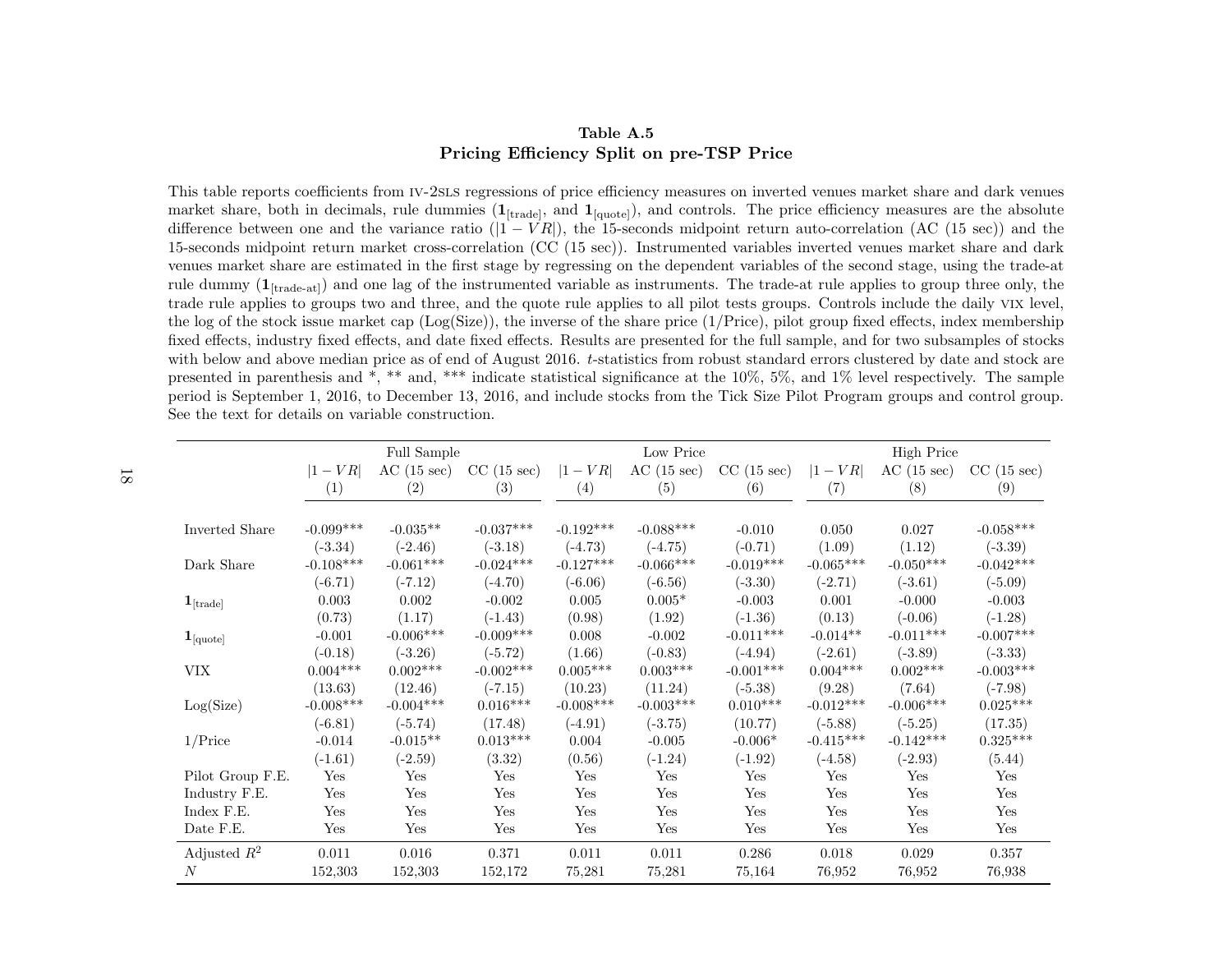**Table A.5**
**Pricing Efficiency Split on pre-TSP Price**

This table reports coefficients from IV-2SLS regressions of price efficiency measures on inverted venues market share and dark venues market share, both in decimals, rule dummies ($\mathbf{1}_{[\text{trade}]}$, and $\mathbf{1}_{[\text{quote}]}$), and controls. The price efficiency measures are the absolute difference between one and the variance ratio ($|1 - VR|$), the 15-seconds midpoint return auto-correlation (AC (15 sec)) and the 15-seconds midpoint return market cross-correlation (CC (15 sec)). Instrumented variables inverted venues market share and dark venues market share are estimated in the first stage by regressing on the dependent variables of the second stage, using the trade-at rule dummy ($\mathbf{1}_{[\text{trade-at}]}$) and one lag of the instrumented variable as instruments. The trade-at rule applies to group three only, the trade rule applies to groups two and three, and the quote rule applies to all pilot tests groups. Controls include the daily VIX level, the log of the stock issue market cap (Log(Size)), the inverse of the share price (1/Price), pilot group fixed effects, index membership fixed effects, industry fixed effects, and date fixed effects. Results are presented for the full sample, and for two subsamples of stocks with below and above median price as of end of August 2016. *t*-statistics from robust standard errors clustered by date and stock are presented in parenthesis and *, ** and, *** indicate statistical significance at the 10%, 5%, and 1% level respectively. The sample period is September 1, 2016, to December 13, 2016, and include stocks from the Tick Size Pilot Program groups and control group. See the text for details on variable construction.

| | Full Sample | | | Low Price | | | High Price | | |
|---|---|---|---|---|---|---|---|---|---|
| | $\|1-VR\|$ | AC (15 sec) | CC (15 sec) | $\|1-VR\|$ | AC (15 sec) | CC (15 sec) | $\|1-VR\|$ | AC (15 sec) | CC (15 sec) |
| | (1) | (2) | (3) | (4) | (5) | (6) | (7) | (8) | (9) |
| Inverted Share | -0.099*** | -0.035** | -0.037*** | -0.192*** | -0.088*** | -0.010 | 0.050 | 0.027 | -0.058*** |
| | (-3.34) | (-2.46) | (-3.18) | (-4.73) | (-4.75) | (-0.71) | (1.09) | (1.12) | (-3.39) |
| Dark Share | -0.108*** | -0.061*** | -0.024*** | -0.127*** | -0.066*** | -0.019*** | -0.065*** | -0.050*** | -0.042*** |
| | (-6.71) | (-7.12) | (-4.70) | (-6.06) | (-6.56) | (-3.30) | (-2.71) | (-3.61) | (-5.09) |
| $\mathbf{1}_{[\text{trade}]}$ | 0.003 | 0.002 | -0.002 | 0.005 | 0.005* | -0.003 | 0.001 | -0.000 | -0.003 |
| | (0.73) | (1.17) | (-1.43) | (0.98) | (1.92) | (-1.36) | (0.13) | (-0.06) | (-1.28) |
| $\mathbf{1}_{[\text{quote}]}$ | -0.001 | -0.006*** | -0.009*** | 0.008 | -0.002 | -0.011*** | -0.014** | -0.011*** | -0.007*** |
| | (-0.18) | (-3.26) | (-5.72) | (1.66) | (-0.83) | (-4.94) | (-2.61) | (-3.89) | (-3.33) |
| VIX | 0.004*** | 0.002*** | -0.002*** | 0.005*** | 0.003*** | -0.001*** | 0.004*** | 0.002*** | -0.003*** |
| | (13.63) | (12.46) | (-7.15) | (10.23) | (11.24) | (-5.38) | (9.28) | (7.64) | (-7.98) |
| Log(Size) | -0.008*** | -0.004*** | 0.016*** | -0.008*** | -0.003*** | 0.010*** | -0.012*** | -0.006*** | 0.025*** |
| | (-6.81) | (-5.74) | (17.48) | (-4.91) | (-3.75) | (10.77) | (-5.88) | (-5.25) | (17.35) |
| 1/Price | -0.014 | -0.015** | 0.013*** | 0.004 | -0.005 | -0.006* | -0.415*** | -0.142*** | 0.325*** |
| | (-1.61) | (-2.59) | (3.32) | (0.56) | (-1.24) | (-1.92) | (-4.58) | (-2.93) | (5.44) |
| Pilot Group F.E. | Yes | Yes | Yes | Yes | Yes | Yes | Yes | Yes | Yes |
| Industry F.E. | Yes | Yes | Yes | Yes | Yes | Yes | Yes | Yes | Yes |
| Index F.E. | Yes | Yes | Yes | Yes | Yes | Yes | Yes | Yes | Yes |
| Date F.E. | Yes | Yes | Yes | Yes | Yes | Yes | Yes | Yes | Yes |
| Adjusted $R^2$ | 0.011 | 0.016 | 0.371 | 0.011 | 0.011 | 0.286 | 0.018 | 0.029 | 0.357 |
| $N$ | 152,303 | 152,303 | 152,172 | 75,281 | 75,281 | 75,164 | 76,952 | 76,952 | 76,938 |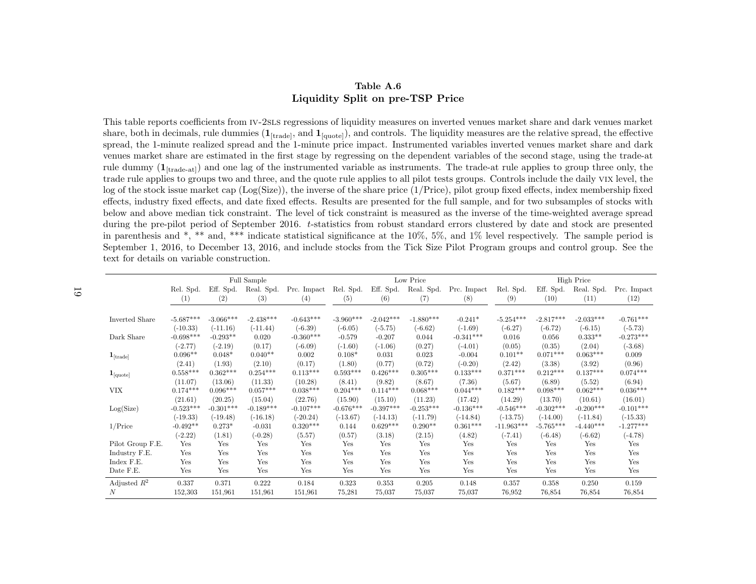**Table A.6**
**Liquidity Split on pre-TSP Price**

This table reports coefficients from IV-2SLS regressions of liquidity measures on inverted venues market share and dark venues market share, both in decimals, rule dummies ($\mathbf{1}_{[\text{trade}]}$, and $\mathbf{1}_{[\text{quote}]}$), and controls. The liquidity measures are the relative spread, the effective spread, the 1-minute realized spread and the 1-minute price impact. Instrumented variables inverted venues market share and dark venues market share are estimated in the first stage by regressing on the dependent variables of the second stage, using the trade-at rule dummy ($\mathbf{1}_{[\text{trade-at}]}$) and one lag of the instrumented variable as instruments. The trade-at rule applies to group three only, the trade rule applies to groups two and three, and the quote rule applies to all pilot tests groups. Controls include the daily VIX level, the log of the stock issue market cap (Log(Size)), the inverse of the share price (1/Price), pilot group fixed effects, index membership fixed effects, industry fixed effects, and date fixed effects. Results are presented for the full sample, and for two subsamples of stocks with below and above median tick constraint. The level of tick constraint is measured as the inverse of the time-weighted average spread during the pre-pilot period of September 2016. *t*-statistics from robust standard errors clustered by date and stock are presented in parenthesis and *, ** and, *** indicate statistical significance at the 10%, 5%, and 1% level respectively. The sample period is September 1, 2016, to December 13, 2016, and include stocks from the Tick Size Pilot Program groups and control group. See the text for details on variable construction.

| | Full Sample | | | | Low Price | | | | High Price | | | |
|---|---|---|---|---|---|---|---|---|---|---|---|---|
| | Rel. Spd. | Eff. Spd. | Real. Spd. | Prc. Impact | Rel. Spd. | Eff. Spd. | Real. Spd. | Prc. Impact | Rel. Spd. | Eff. Spd. | Real. Spd. | Prc. Impact |
| | (1) | (2) | (3) | (4) | (5) | (6) | (7) | (8) | (9) | (10) | (11) | (12) |
| Inverted Share | -5.687*** | -3.066*** | -2.438*** | -0.643*** | -3.960*** | -2.042*** | -1.880*** | -0.241* | -5.254*** | -2.817*** | -2.033*** | -0.761*** |
| | (-10.33) | (-11.16) | (-11.44) | (-6.39) | (-6.05) | (-5.75) | (-6.62) | (-1.69) | (-6.27) | (-6.72) | (-6.15) | (-5.73) |
| Dark Share | -0.698*** | -0.293** | 0.020 | -0.360*** | -0.579 | -0.207 | 0.044 | -0.341*** | 0.016 | 0.056 | 0.333** | -0.273*** |
| | (-2.77) | (-2.19) | (0.17) | (-6.09) | (-1.60) | (-1.06) | (0.27) | (-4.01) | (0.05) | (0.35) | (2.04) | (-3.68) |
| $\mathbf{1}_{[\text{trade}]}$ | 0.096** | 0.048* | 0.040** | 0.002 | 0.108* | 0.031 | 0.023 | -0.004 | 0.101** | 0.071*** | 0.063*** | 0.009 |
| | (2.41) | (1.93) | (2.10) | (0.17) | (1.80) | (0.77) | (0.72) | (-0.20) | (2.42) | (3.38) | (3.92) | (0.96) |
| $\mathbf{1}_{[\text{quote}]}$ | 0.558*** | 0.362*** | 0.254*** | 0.113*** | 0.593*** | 0.426*** | 0.305*** | 0.133*** | 0.371*** | 0.212*** | 0.137*** | 0.074*** |
| | (11.07) | (13.06) | (11.33) | (10.28) | (8.41) | (9.82) | (8.67) | (7.36) | (5.67) | (6.89) | (5.52) | (6.94) |
| VIX | 0.174*** | 0.096*** | 0.057*** | 0.038*** | 0.204*** | 0.114*** | 0.068*** | 0.044*** | 0.182*** | 0.098*** | 0.062*** | 0.036*** |
| | (21.61) | (20.25) | (15.04) | (22.76) | (15.90) | (15.10) | (11.23) | (17.42) | (14.29) | (13.70) | (10.61) | (16.01) |
| Log(Size) | -0.523*** | -0.301*** | -0.189*** | -0.107*** | -0.676*** | -0.397*** | -0.253*** | -0.136*** | -0.546*** | -0.302*** | -0.200*** | -0.101*** |
| | (-19.33) | (-19.48) | (-16.18) | (-20.24) | (-13.67) | (-14.13) | (-11.79) | (-14.84) | (-13.75) | (-14.00) | (-11.84) | (-15.33) |
| 1/Price | -0.492** | 0.273* | -0.031 | 0.320*** | 0.144 | 0.629*** | 0.290** | 0.361*** | -11.963*** | -5.765*** | -4.440*** | -1.277*** |
| | (-2.22) | (1.81) | (-0.28) | (5.57) | (0.57) | (3.18) | (2.15) | (4.82) | (-7.41) | (-6.48) | (-6.62) | (-4.78) |
| Pilot Group F.E. | Yes | Yes | Yes | Yes | Yes | Yes | Yes | Yes | Yes | Yes | Yes | Yes |
| Industry F.E. | Yes | Yes | Yes | Yes | Yes | Yes | Yes | Yes | Yes | Yes | Yes | Yes |
| Index F.E. | Yes | Yes | Yes | Yes | Yes | Yes | Yes | Yes | Yes | Yes | Yes | Yes |
| Date F.E. | Yes | Yes | Yes | Yes | Yes | Yes | Yes | Yes | Yes | Yes | Yes | Yes |
| Adjusted $R^2$ | 0.337 | 0.371 | 0.222 | 0.184 | 0.323 | 0.353 | 0.205 | 0.148 | 0.357 | 0.358 | 0.250 | 0.159 |
| $N$ | 152,303 | 151,961 | 151,961 | 151,961 | 75,281 | 75,037 | 75,037 | 75,037 | 76,952 | 76,854 | 76,854 | 76,854 |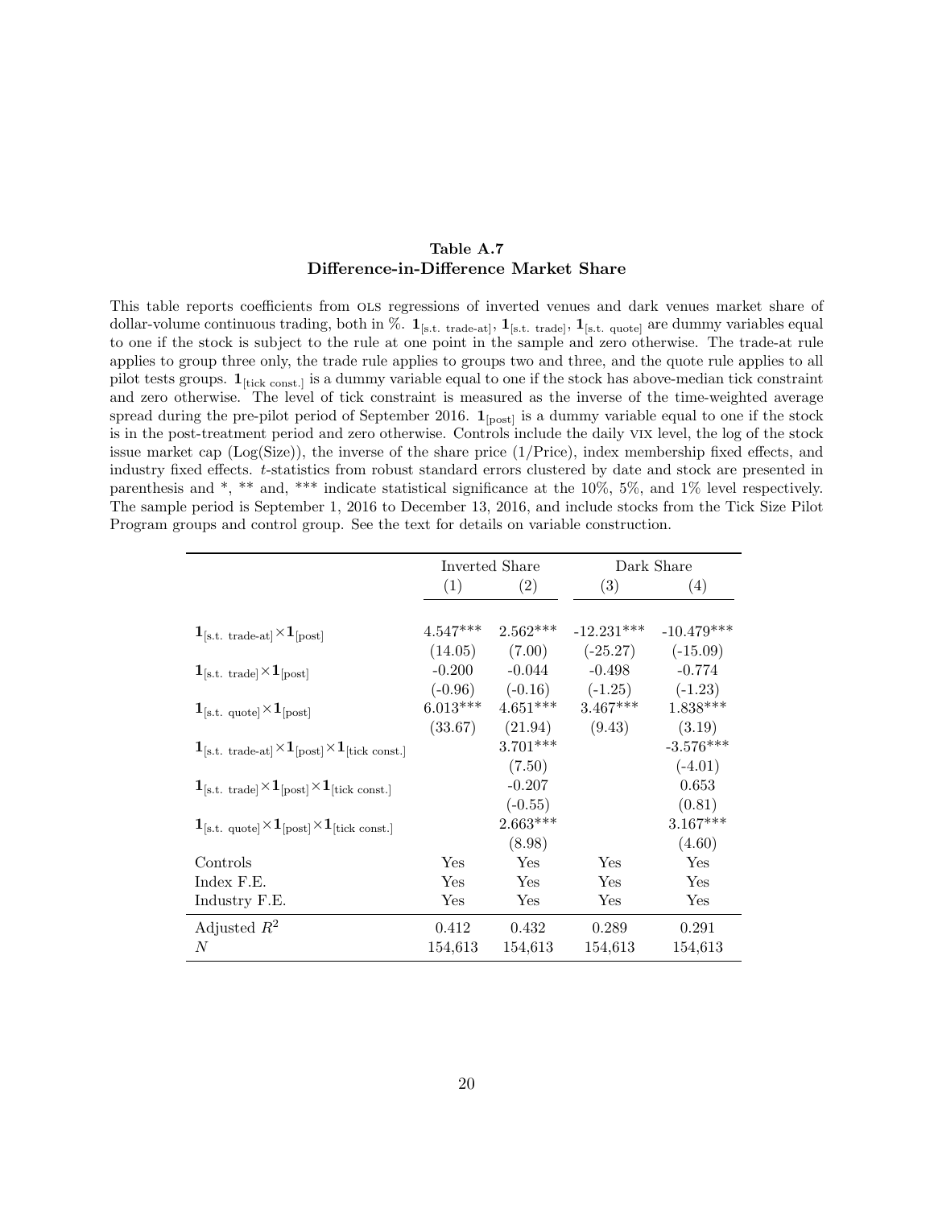**Table A.7**
**Difference-in-Difference Market Share**

This table reports coefficients from OLS regressions of inverted venues and dark venues market share of dollar-volume continuous trading, both in %. $\mathbf{1}_{[\text{s.t. trade-at}]}$, $\mathbf{1}_{[\text{s.t. trade}]}$, $\mathbf{1}_{[\text{s.t. quote}]}$ are dummy variables equal to one if the stock is subject to the rule at one point in the sample and zero otherwise. The trade-at rule applies to group three only, the trade rule applies to groups two and three, and the quote rule applies to all pilot tests groups. $\mathbf{1}_{[\text{tick const.}]}$ is a dummy variable equal to one if the stock has above-median tick constraint and zero otherwise. The level of tick constraint is measured as the inverse of the time-weighted average spread during the pre-pilot period of September 2016. $\mathbf{1}_{[\text{post}]}$ is a dummy variable equal to one if the stock is in the post-treatment period and zero otherwise. Controls include the daily VIX level, the log of the stock issue market cap (Log(Size)), the inverse of the share price (1/Price), index membership fixed effects, and industry fixed effects. $t$-statistics from robust standard errors clustered by date and stock are presented in parenthesis and *, ** and, *** indicate statistical significance at the 10%, 5%, and 1% level respectively. The sample period is September 1, 2016 to December 13, 2016, and include stocks from the Tick Size Pilot Program groups and control group. See the text for details on variable construction.

| | Inverted Share | | Dark Share | |
|---|---|---|---|---|
| | (1) | (2) | (3) | (4) |
| $\mathbf{1}_{[\text{s.t. trade-at}]} \times \mathbf{1}_{[\text{post}]}$ | 4.547*** | 2.562*** | -12.231*** | -10.479*** |
| | (14.05) | (7.00) | (-25.27) | (-15.09) |
| $\mathbf{1}_{[\text{s.t. trade}]} \times \mathbf{1}_{[\text{post}]}$ | -0.200 | -0.044 | -0.498 | -0.774 |
| | (-0.96) | (-0.16) | (-1.25) | (-1.23) |
| $\mathbf{1}_{[\text{s.t. quote}]} \times \mathbf{1}_{[\text{post}]}$ | 6.013*** | 4.651*** | 3.467*** | 1.838*** |
| | (33.67) | (21.94) | (9.43) | (3.19) |
| $\mathbf{1}_{[\text{s.t. trade-at}]} \times \mathbf{1}_{[\text{post}]} \times \mathbf{1}_{[\text{tick const.}]}$ | | 3.701*** | | -3.576*** |
| | | (7.50) | | (-4.01) |
| $\mathbf{1}_{[\text{s.t. trade}]} \times \mathbf{1}_{[\text{post}]} \times \mathbf{1}_{[\text{tick const.}]}$ | | -0.207 | | 0.653 |
| | | (-0.55) | | (0.81) |
| $\mathbf{1}_{[\text{s.t. quote}]} \times \mathbf{1}_{[\text{post}]} \times \mathbf{1}_{[\text{tick const.}]}$ | | 2.663*** | | 3.167*** |
| | | (8.98) | | (4.60) |
| Controls | Yes | Yes | Yes | Yes |
| Index F.E. | Yes | Yes | Yes | Yes |
| Industry F.E. | Yes | Yes | Yes | Yes |
| Adjusted $R^2$ | 0.412 | 0.432 | 0.289 | 0.291 |
| $N$ | 154,613 | 154,613 | 154,613 | 154,613 |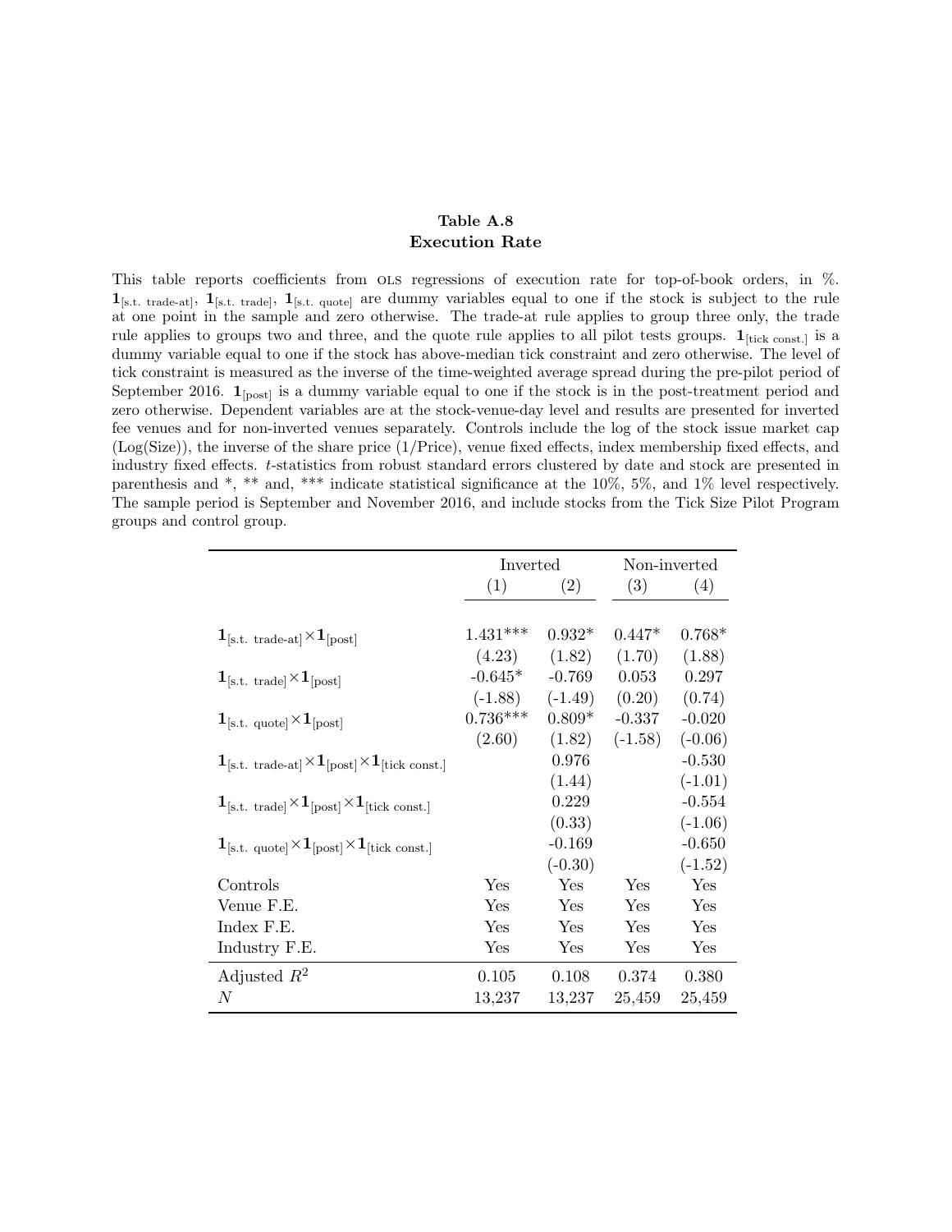**Table A.8**
**Execution Rate**

This table reports coefficients from OLS regressions of execution rate for top-of-book orders, in %. $\mathbf{1}_{[\text{s.t. trade-at}]}$, $\mathbf{1}_{[\text{s.t. trade}]}$, $\mathbf{1}_{[\text{s.t. quote}]}$ are dummy variables equal to one if the stock is subject to the rule at one point in the sample and zero otherwise. The trade-at rule applies to group three only, the trade rule applies to groups two and three, and the quote rule applies to all pilot tests groups. $\mathbf{1}_{[\text{tick const.}]}$ is a dummy variable equal to one if the stock has above-median tick constraint and zero otherwise. The level of tick constraint is measured as the inverse of the time-weighted average spread during the pre-pilot period of September 2016. $\mathbf{1}_{[\text{post}]}$ is a dummy variable equal to one if the stock is in the post-treatment period and zero otherwise. Dependent variables are at the stock-venue-day level and results are presented for inverted fee venues and for non-inverted venues separately. Controls include the log of the stock issue market cap (Log(Size)), the inverse of the share price (1/Price), venue fixed effects, index membership fixed effects, and industry fixed effects. *t*-statistics from robust standard errors clustered by date and stock are presented in parenthesis and *, ** and, *** indicate statistical significance at the 10%, 5%, and 1% level respectively. The sample period is September and November 2016, and include stocks from the Tick Size Pilot Program groups and control group.

| | Inverted | | Non-inverted | |
|---|---|---|---|---|
| | (1) | (2) | (3) | (4) |
| $\mathbf{1}_{[\text{s.t. trade-at}]}\times\mathbf{1}_{[\text{post}]}$ | 1.431*** | 0.932* | 0.447* | 0.768* |
| | (4.23) | (1.82) | (1.70) | (1.88) |
| $\mathbf{1}_{[\text{s.t. trade}]}\times\mathbf{1}_{[\text{post}]}$ | -0.645* | -0.769 | 0.053 | 0.297 |
| | (-1.88) | (-1.49) | (0.20) | (0.74) |
| $\mathbf{1}_{[\text{s.t. quote}]}\times\mathbf{1}_{[\text{post}]}$ | 0.736*** | 0.809* | -0.337 | -0.020 |
| | (2.60) | (1.82) | (-1.58) | (-0.06) |
| $\mathbf{1}_{[\text{s.t. trade-at}]}\times\mathbf{1}_{[\text{post}]}\times\mathbf{1}_{[\text{tick const.}]}$ | | 0.976 | | -0.530 |
| | | (1.44) | | (-1.01) |
| $\mathbf{1}_{[\text{s.t. trade}]}\times\mathbf{1}_{[\text{post}]}\times\mathbf{1}_{[\text{tick const.}]}$ | | 0.229 | | -0.554 |
| | | (0.33) | | (-1.06) |
| $\mathbf{1}_{[\text{s.t. quote}]}\times\mathbf{1}_{[\text{post}]}\times\mathbf{1}_{[\text{tick const.}]}$ | | -0.169 | | -0.650 |
| | | (-0.30) | | (-1.52) |
| Controls | Yes | Yes | Yes | Yes |
| Venue F.E. | Yes | Yes | Yes | Yes |
| Index F.E. | Yes | Yes | Yes | Yes |
| Industry F.E. | Yes | Yes | Yes | Yes |
| Adjusted $R^2$ | 0.105 | 0.108 | 0.374 | 0.380 |
| $N$ | 13,237 | 13,237 | 25,459 | 25,459 |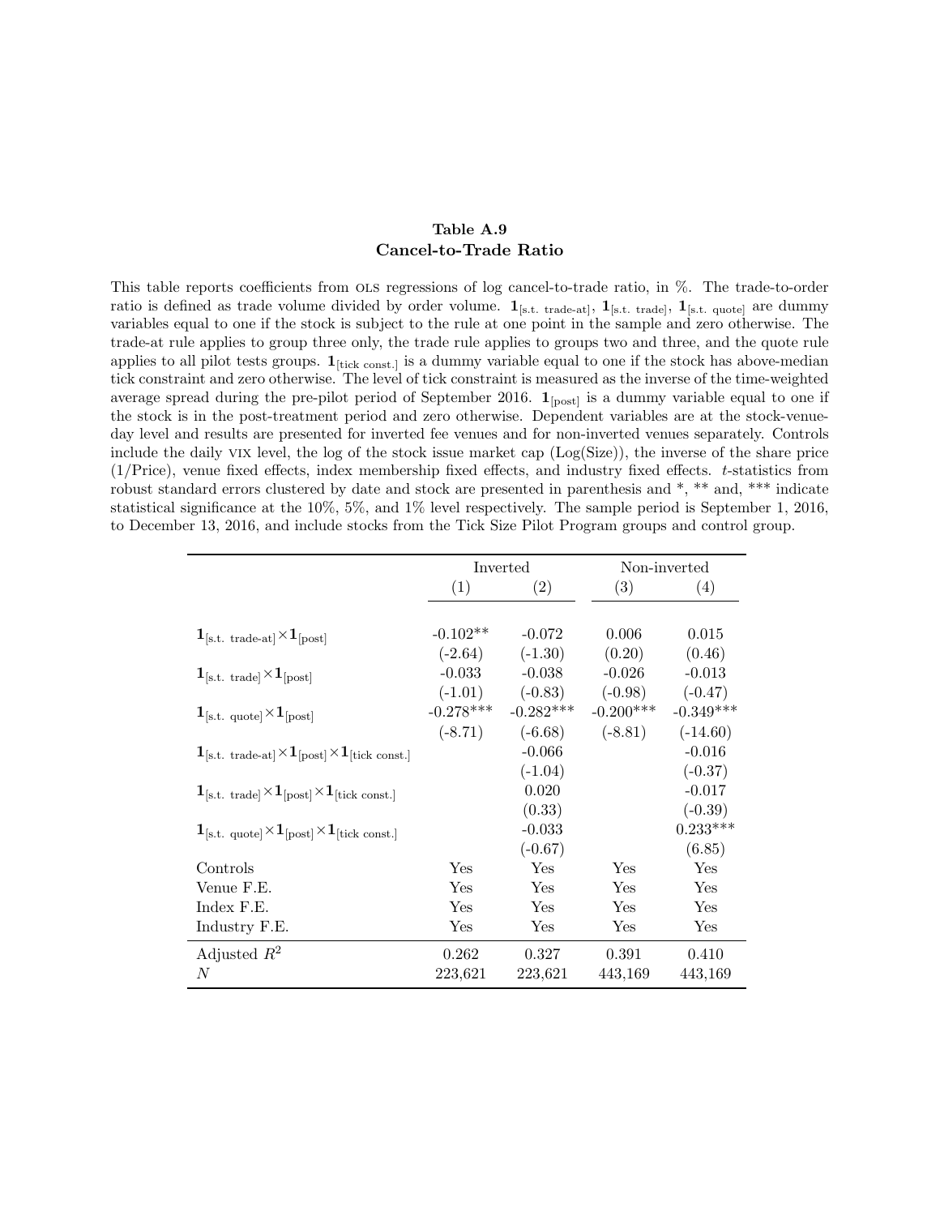**Table A.9**
**Cancel-to-Trade Ratio**

This table reports coefficients from OLS regressions of log cancel-to-trade ratio, in %. The trade-to-order ratio is defined as trade volume divided by order volume. $\mathbf{1}_{[\text{s.t. trade-at}]}$, $\mathbf{1}_{[\text{s.t. trade}]}$, $\mathbf{1}_{[\text{s.t. quote}]}$ are dummy variables equal to one if the stock is subject to the rule at one point in the sample and zero otherwise. The trade-at rule applies to group three only, the trade rule applies to groups two and three, and the quote rule applies to all pilot tests groups. $\mathbf{1}_{[\text{tick const.}]}$ is a dummy variable equal to one if the stock has above-median tick constraint and zero otherwise. The level of tick constraint is measured as the inverse of the time-weighted average spread during the pre-pilot period of September 2016. $\mathbf{1}_{[\text{post}]}$ is a dummy variable equal to one if the stock is in the post-treatment period and zero otherwise. Dependent variables are at the stock-venue-day level and results are presented for inverted fee venues and for non-inverted venues separately. Controls include the daily VIX level, the log of the stock issue market cap (Log(Size)), the inverse of the share price (1/Price), venue fixed effects, index membership fixed effects, and industry fixed effects. *t*-statistics from robust standard errors clustered by date and stock are presented in parenthesis and *, ** and, *** indicate statistical significance at the 10%, 5%, and 1% level respectively. The sample period is September 1, 2016, to December 13, 2016, and include stocks from the Tick Size Pilot Program groups and control group.

| | Inverted | | Non-inverted | |
|---|---|---|---|---|
| | (1) | (2) | (3) | (4) |
| $\mathbf{1}_{[\text{s.t. trade-at}]} \times \mathbf{1}_{[\text{post}]}$ | -0.102** | -0.072 | 0.006 | 0.015 |
| | (-2.64) | (-1.30) | (0.20) | (0.46) |
| $\mathbf{1}_{[\text{s.t. trade}]} \times \mathbf{1}_{[\text{post}]}$ | -0.033 | -0.038 | -0.026 | -0.013 |
| | (-1.01) | (-0.83) | (-0.98) | (-0.47) |
| $\mathbf{1}_{[\text{s.t. quote}]} \times \mathbf{1}_{[\text{post}]}$ | -0.278*** | -0.282*** | -0.200*** | -0.349*** |
| | (-8.71) | (-6.68) | (-8.81) | (-14.60) |
| $\mathbf{1}_{[\text{s.t. trade-at}]} \times \mathbf{1}_{[\text{post}]} \times \mathbf{1}_{[\text{tick const.}]}$ | | -0.066 | | -0.016 |
| | | (-1.04) | | (-0.37) |
| $\mathbf{1}_{[\text{s.t. trade}]} \times \mathbf{1}_{[\text{post}]} \times \mathbf{1}_{[\text{tick const.}]}$ | | 0.020 | | -0.017 |
| | | (0.33) | | (-0.39) |
| $\mathbf{1}_{[\text{s.t. quote}]} \times \mathbf{1}_{[\text{post}]} \times \mathbf{1}_{[\text{tick const.}]}$ | | -0.033 | | 0.233*** |
| | | (-0.67) | | (6.85) |
| Controls | Yes | Yes | Yes | Yes |
| Venue F.E. | Yes | Yes | Yes | Yes |
| Index F.E. | Yes | Yes | Yes | Yes |
| Industry F.E. | Yes | Yes | Yes | Yes |
| Adjusted $R^2$ | 0.262 | 0.327 | 0.391 | 0.410 |
| $N$ | 223,621 | 223,621 | 443,169 | 443,169 |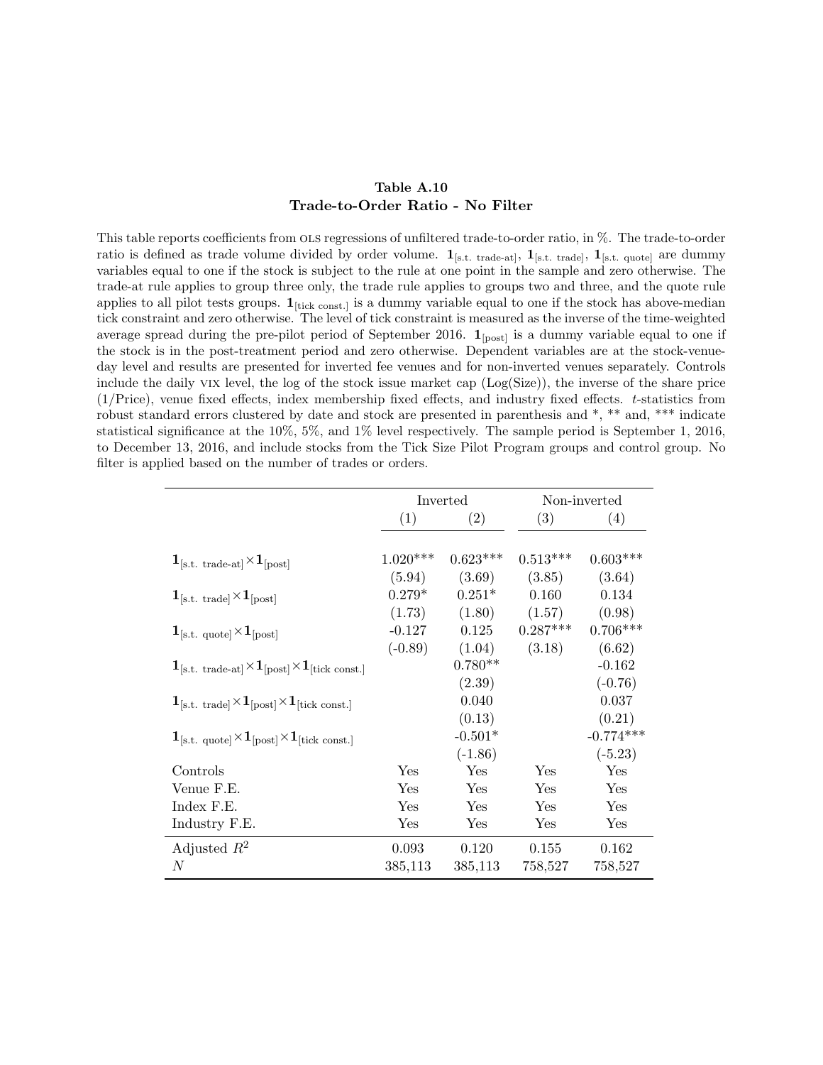## Table A.10
## Trade-to-Order Ratio - No Filter

This table reports coefficients from OLS regressions of unfiltered trade-to-order ratio, in %. The trade-to-order ratio is defined as trade volume divided by order volume. $\mathbf{1}_{[\text{s.t. trade-at}]}$, $\mathbf{1}_{[\text{s.t. trade}]}$, $\mathbf{1}_{[\text{s.t. quote}]}$ are dummy variables equal to one if the stock is subject to the rule at one point in the sample and zero otherwise. The trade-at rule applies to group three only, the trade rule applies to groups two and three, and the quote rule applies to all pilot tests groups. $\mathbf{1}_{[\text{tick const.}]}$ is a dummy variable equal to one if the stock has above-median tick constraint and zero otherwise. The level of tick constraint is measured as the inverse of the time-weighted average spread during the pre-pilot period of September 2016. $\mathbf{1}_{[\text{post}]}$ is a dummy variable equal to one if the stock is in the post-treatment period and zero otherwise. Dependent variables are at the stock-venue-day level and results are presented for inverted fee venues and for non-inverted venues separately. Controls include the daily VIX level, the log of the stock issue market cap (Log(Size)), the inverse of the share price (1/Price), venue fixed effects, index membership fixed effects, and industry fixed effects. *t*-statistics from robust standard errors clustered by date and stock are presented in parenthesis and *, ** and, *** indicate statistical significance at the 10%, 5%, and 1% level respectively. The sample period is September 1, 2016, to December 13, 2016, and include stocks from the Tick Size Pilot Program groups and control group. No filter is applied based on the number of trades or orders.

| | Inverted | | Non-inverted | |
|---|---|---|---|---|
| | (1) | (2) | (3) | (4) |
| $\mathbf{1}_{[\text{s.t. trade-at}]}\times\mathbf{1}_{[\text{post}]}$ | 1.020*** | 0.623*** | 0.513*** | 0.603*** |
| | (5.94) | (3.69) | (3.85) | (3.64) |
| $\mathbf{1}_{[\text{s.t. trade}]}\times\mathbf{1}_{[\text{post}]}$ | 0.279* | 0.251* | 0.160 | 0.134 |
| | (1.73) | (1.80) | (1.57) | (0.98) |
| $\mathbf{1}_{[\text{s.t. quote}]}\times\mathbf{1}_{[\text{post}]}$ | -0.127 | 0.125 | 0.287*** | 0.706*** |
| | (-0.89) | (1.04) | (3.18) | (6.62) |
| $\mathbf{1}_{[\text{s.t. trade-at}]}\times\mathbf{1}_{[\text{post}]}\times\mathbf{1}_{[\text{tick const.}]}$ | | 0.780** | | -0.162 |
| | | (2.39) | | (-0.76) |
| $\mathbf{1}_{[\text{s.t. trade}]}\times\mathbf{1}_{[\text{post}]}\times\mathbf{1}_{[\text{tick const.}]}$ | | 0.040 | | 0.037 |
| | | (0.13) | | (0.21) |
| $\mathbf{1}_{[\text{s.t. quote}]}\times\mathbf{1}_{[\text{post}]}\times\mathbf{1}_{[\text{tick const.}]}$ | | -0.501* | | -0.774*** |
| | | (-1.86) | | (-5.23) |
| Controls | Yes | Yes | Yes | Yes |
| Venue F.E. | Yes | Yes | Yes | Yes |
| Index F.E. | Yes | Yes | Yes | Yes |
| Industry F.E. | Yes | Yes | Yes | Yes |
| Adjusted $R^2$ | 0.093 | 0.120 | 0.155 | 0.162 |
| $N$ | 385,113 | 385,113 | 758,527 | 758,527 |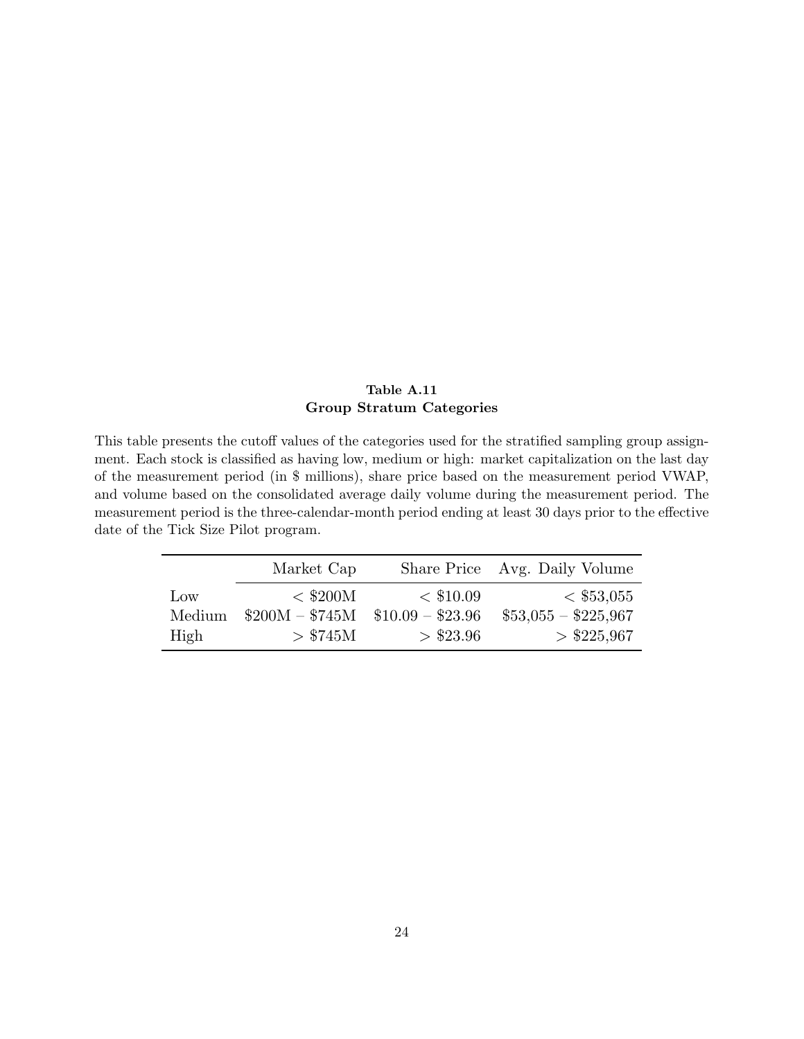**Table A.11**
**Group Stratum Categories**

This table presents the cutoff values of the categories used for the stratified sampling group assignment. Each stock is classified as having low, medium or high: market capitalization on the last day of the measurement period (in $ millions), share price based on the measurement period VWAP, and volume based on the consolidated average daily volume during the measurement period. The measurement period is the three-calendar-month period ending at least 30 days prior to the effective date of the Tick Size Pilot program.

| | Market Cap | Share Price | Avg. Daily Volume |
|---|---|---|---|
| Low | < $200M | < $10.09 | < $53,055 |
| Medium | $200M – $745M | $10.09 – $23.96 | $53,055 – $225,967 |
| High | > $745M | > $23.96 | > $225,967 |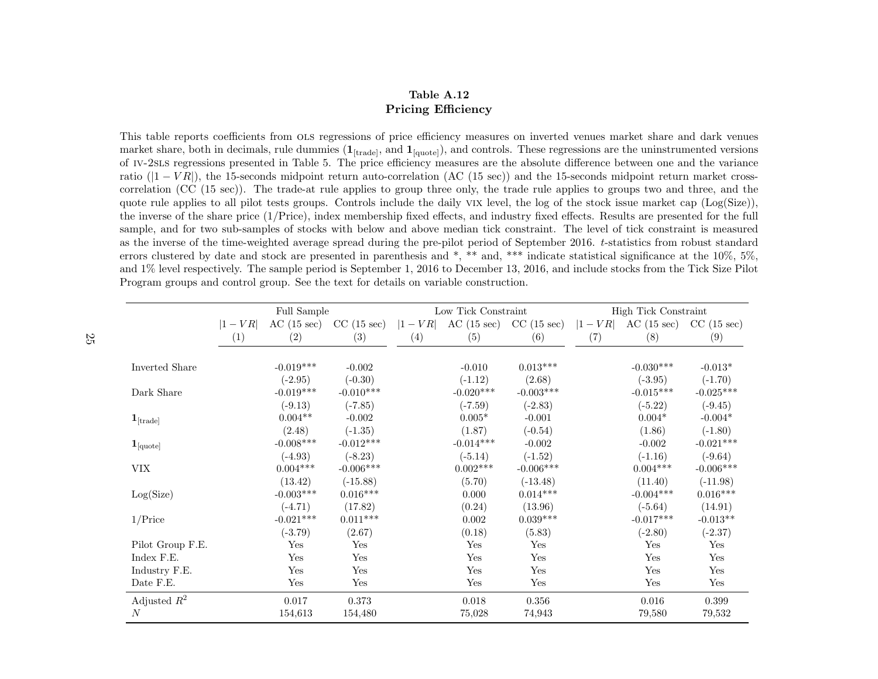**Table A.12**
**Pricing Efficiency**

This table reports coefficients from OLS regressions of price efficiency measures on inverted venues market share and dark venues market share, both in decimals, rule dummies ($\mathbf{1}_{[\text{trade}]}$, and $\mathbf{1}_{[\text{quote}]}$), and controls. These regressions are the uninstrumented versions of IV-2SLS regressions presented in Table 5. The price efficiency measures are the absolute difference between one and the variance ratio ($|1 - VR|$), the 15-seconds midpoint return auto-correlation (AC (15 sec)) and the 15-seconds midpoint return market cross-correlation (CC (15 sec)). The trade-at rule applies to group three only, the trade rule applies to groups two and three, and the quote rule applies to all pilot tests groups. Controls include the daily VIX level, the log of the stock issue market cap (Log(Size)), the inverse of the share price (1/Price), index membership fixed effects, and industry fixed effects. Results are presented for the full sample, and for two sub-samples of stocks with below and above median tick constraint. The level of tick constraint is measured as the inverse of the time-weighted average spread during the pre-pilot period of September 2016. *t*-statistics from robust standard errors clustered by date and stock are presented in parenthesis and *, ** and, *** indicate statistical significance at the 10%, 5%, and 1% level respectively. The sample period is September 1, 2016 to December 13, 2016, and include stocks from the Tick Size Pilot Program groups and control group. See the text for details on variable construction.

| | Full Sample | | | Low Tick Constraint | | | High Tick Constraint | | |
|---|---|---|---|---|---|---|---|---|---|
| | $\|1-VR\|$ | AC (15 sec) | CC (15 sec) | $\|1-VR\|$ | AC (15 sec) | CC (15 sec) | $\|1-VR\|$ | AC (15 sec) | CC (15 sec) |
| | (1) | (2) | (3) | (4) | (5) | (6) | (7) | (8) | (9) |
| Inverted Share | | -0.019*** | -0.002 | | -0.010 | 0.013*** | | -0.030*** | -0.013* |
| | | (-2.95) | (-0.30) | | (-1.12) | (2.68) | | (-3.95) | (-1.70) |
| Dark Share | | -0.019*** | -0.010*** | | -0.020*** | -0.003*** | | -0.015*** | -0.025*** |
| | | (-9.13) | (-7.85) | | (-7.59) | (-2.83) | | (-5.22) | (-9.45) |
| $\mathbf{1}_{[\text{trade}]}$ | | 0.004** | -0.002 | | 0.005* | -0.001 | | 0.004* | -0.004* |
| | | (2.48) | (-1.35) | | (1.87) | (-0.54) | | (1.86) | (-1.80) |
| $\mathbf{1}_{[\text{quote}]}$ | | -0.008*** | -0.012*** | | -0.014*** | -0.002 | | -0.002 | -0.021*** |
| | | (-4.93) | (-8.23) | | (-5.14) | (-1.52) | | (-1.16) | (-9.64) |
| VIX | | 0.004*** | -0.006*** | | 0.002*** | -0.006*** | | 0.004*** | -0.006*** |
| | | (13.42) | (-15.88) | | (5.70) | (-13.48) | | (11.40) | (-11.98) |
| Log(Size) | | -0.003*** | 0.016*** | | 0.000 | 0.014*** | | -0.004*** | 0.016*** |
| | | (-4.71) | (17.82) | | (0.24) | (13.96) | | (-5.64) | (14.91) |
| 1/Price | | -0.021*** | 0.011*** | | 0.002 | 0.039*** | | -0.017*** | -0.013** |
| | | (-3.79) | (2.67) | | (0.18) | (5.83) | | (-2.80) | (-2.37) |
| Pilot Group F.E. | | Yes | Yes | | Yes | Yes | | Yes | Yes |
| Index F.E. | | Yes | Yes | | Yes | Yes | | Yes | Yes |
| Industry F.E. | | Yes | Yes | | Yes | Yes | | Yes | Yes |
| Date F.E. | | Yes | Yes | | Yes | Yes | | Yes | Yes |
| Adjusted $R^2$ | | 0.017 | 0.373 | | 0.018 | 0.356 | | 0.016 | 0.399 |
| $N$ | | 154,613 | 154,480 | | 75,028 | 74,943 | | 79,580 | 79,532 |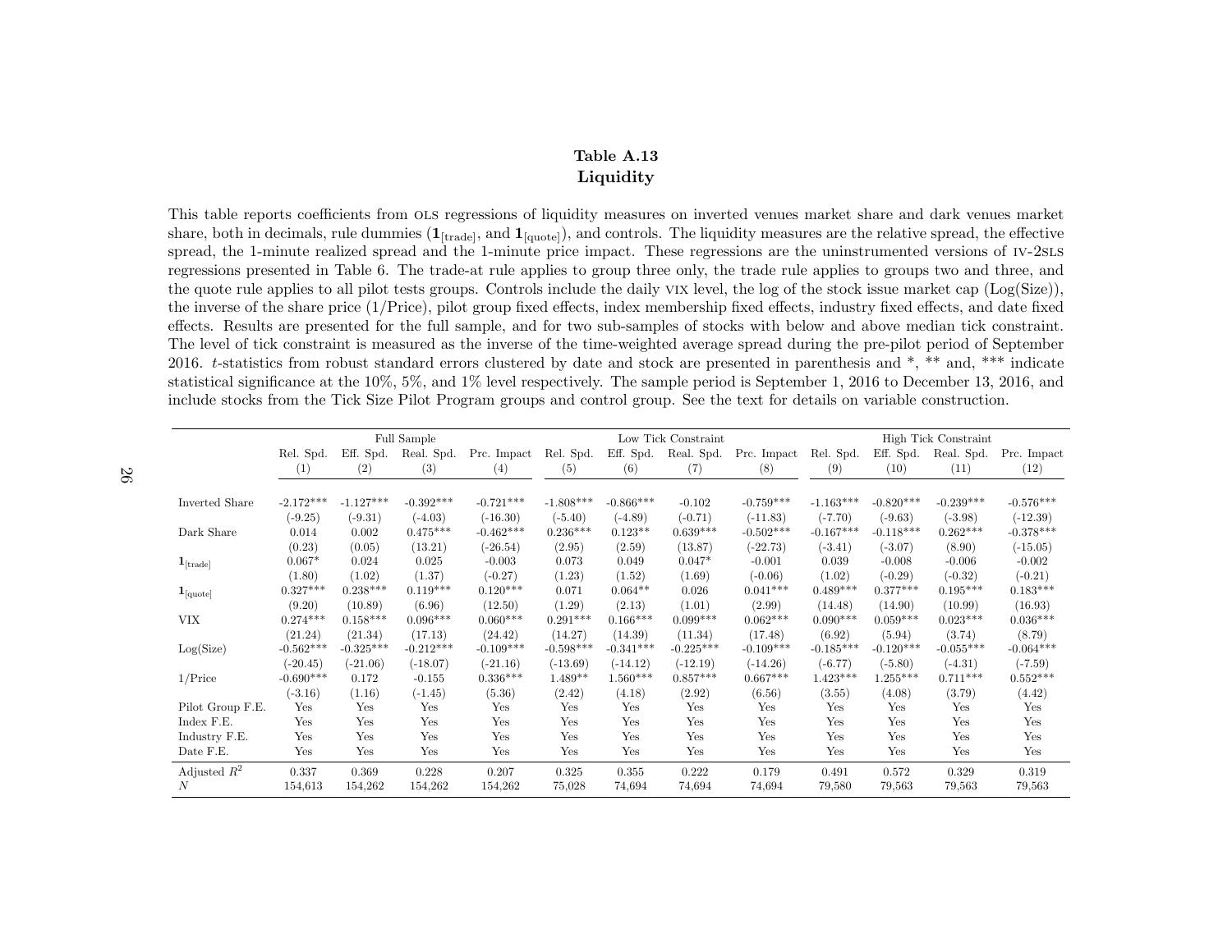**Table A.13**
**Liquidity**

This table reports coefficients from OLS regressions of liquidity measures on inverted venues market share and dark venues market share, both in decimals, rule dummies ($\mathbf{1}_{[\text{trade}]}$, and $\mathbf{1}_{[\text{quote}]}$), and controls. The liquidity measures are the relative spread, the effective spread, the 1-minute realized spread and the 1-minute price impact. These regressions are the uninstrumented versions of IV-2SLS regressions presented in Table 6. The trade-at rule applies to group three only, the trade rule applies to groups two and three, and the quote rule applies to all pilot tests groups. Controls include the daily VIX level, the log of the stock issue market cap (Log(Size)), the inverse of the share price (1/Price), pilot group fixed effects, index membership fixed effects, industry fixed effects, and date fixed effects. Results are presented for the full sample, and for two sub-samples of stocks with below and above median tick constraint. The level of tick constraint is measured as the inverse of the time-weighted average spread during the pre-pilot period of September 2016. $t$-statistics from robust standard errors clustered by date and stock are presented in parenthesis and *, ** and, *** indicate statistical significance at the 10%, 5%, and 1% level respectively. The sample period is September 1, 2016 to December 13, 2016, and include stocks from the Tick Size Pilot Program groups and control group. See the text for details on variable construction.

| | Full Sample | | | | Low Tick Constraint | | | | High Tick Constraint | | | |
|---|---|---|---|---|---|---|---|---|---|---|---|---|
| | Rel. Spd. | Eff. Spd. | Real. Spd. | Prc. Impact | Rel. Spd. | Eff. Spd. | Real. Spd. | Prc. Impact | Rel. Spd. | Eff. Spd. | Real. Spd. | Prc. Impact |
| | (1) | (2) | (3) | (4) | (5) | (6) | (7) | (8) | (9) | (10) | (11) | (12) |
| Inverted Share | -2.172*** | -1.127*** | -0.392*** | -0.721*** | -1.808*** | -0.866*** | -0.102 | -0.759*** | -1.163*** | -0.820*** | -0.239*** | -0.576*** |
| | (-9.25) | (-9.31) | (-4.03) | (-16.30) | (-5.40) | (-4.89) | (-0.71) | (-11.83) | (-7.70) | (-9.63) | (-3.98) | (-12.39) |
| Dark Share | 0.014 | 0.002 | 0.475*** | -0.462*** | 0.236*** | 0.123** | 0.639*** | -0.502*** | -0.167*** | -0.118*** | 0.262*** | -0.378*** |
| | (0.23) | (0.05) | (13.21) | (-26.54) | (2.95) | (2.59) | (13.87) | (-22.73) | (-3.41) | (-3.07) | (8.90) | (-15.05) |
| $\mathbf{1}_{[\text{trade}]}$ | 0.067* | 0.024 | 0.025 | -0.003 | 0.073 | 0.049 | 0.047* | -0.001 | 0.039 | -0.008 | -0.006 | -0.002 |
| | (1.80) | (1.02) | (1.37) | (-0.27) | (1.23) | (1.52) | (1.69) | (-0.06) | (1.02) | (-0.29) | (-0.32) | (-0.21) |
| $\mathbf{1}_{[\text{quote}]}$ | 0.327*** | 0.238*** | 0.119*** | 0.120*** | 0.071 | 0.064** | 0.026 | 0.041*** | 0.489*** | 0.377*** | 0.195*** | 0.183*** |
| | (9.20) | (10.89) | (6.96) | (12.50) | (1.29) | (2.13) | (1.01) | (2.99) | (14.48) | (14.90) | (10.99) | (16.93) |
| VIX | 0.274*** | 0.158*** | 0.096*** | 0.060*** | 0.291*** | 0.166*** | 0.099*** | 0.062*** | 0.090*** | 0.059*** | 0.023*** | 0.036*** |
| | (21.24) | (21.34) | (17.13) | (24.42) | (14.27) | (14.39) | (11.34) | (17.48) | (6.92) | (5.94) | (3.74) | (8.79) |
| Log(Size) | -0.562*** | -0.325*** | -0.212*** | -0.109*** | -0.598*** | -0.341*** | -0.225*** | -0.109*** | -0.185*** | -0.120*** | -0.055*** | -0.064*** |
| | (-20.45) | (-21.06) | (-18.07) | (-21.16) | (-13.69) | (-14.12) | (-12.19) | (-14.26) | (-6.77) | (-5.80) | (-4.31) | (-7.59) |
| 1/Price | -0.690*** | 0.172 | -0.155 | 0.336*** | 1.489** | 1.560*** | 0.857*** | 0.667*** | 1.423*** | 1.255*** | 0.711*** | 0.552*** |
| | (-3.16) | (1.16) | (-1.45) | (5.36) | (2.42) | (4.18) | (2.92) | (6.56) | (3.55) | (4.08) | (3.79) | (4.42) |
| Pilot Group F.E. | Yes | Yes | Yes | Yes | Yes | Yes | Yes | Yes | Yes | Yes | Yes | Yes |
| Index F.E. | Yes | Yes | Yes | Yes | Yes | Yes | Yes | Yes | Yes | Yes | Yes | Yes |
| Industry F.E. | Yes | Yes | Yes | Yes | Yes | Yes | Yes | Yes | Yes | Yes | Yes | Yes |
| Date F.E. | Yes | Yes | Yes | Yes | Yes | Yes | Yes | Yes | Yes | Yes | Yes | Yes |
| Adjusted $R^2$ | 0.337 | 0.369 | 0.228 | 0.207 | 0.325 | 0.355 | 0.222 | 0.179 | 0.491 | 0.572 | 0.329 | 0.319 |
| $N$ | 154,613 | 154,262 | 154,262 | 154,262 | 75,028 | 74,694 | 74,694 | 74,694 | 79,580 | 79,563 | 79,563 | 79,563 |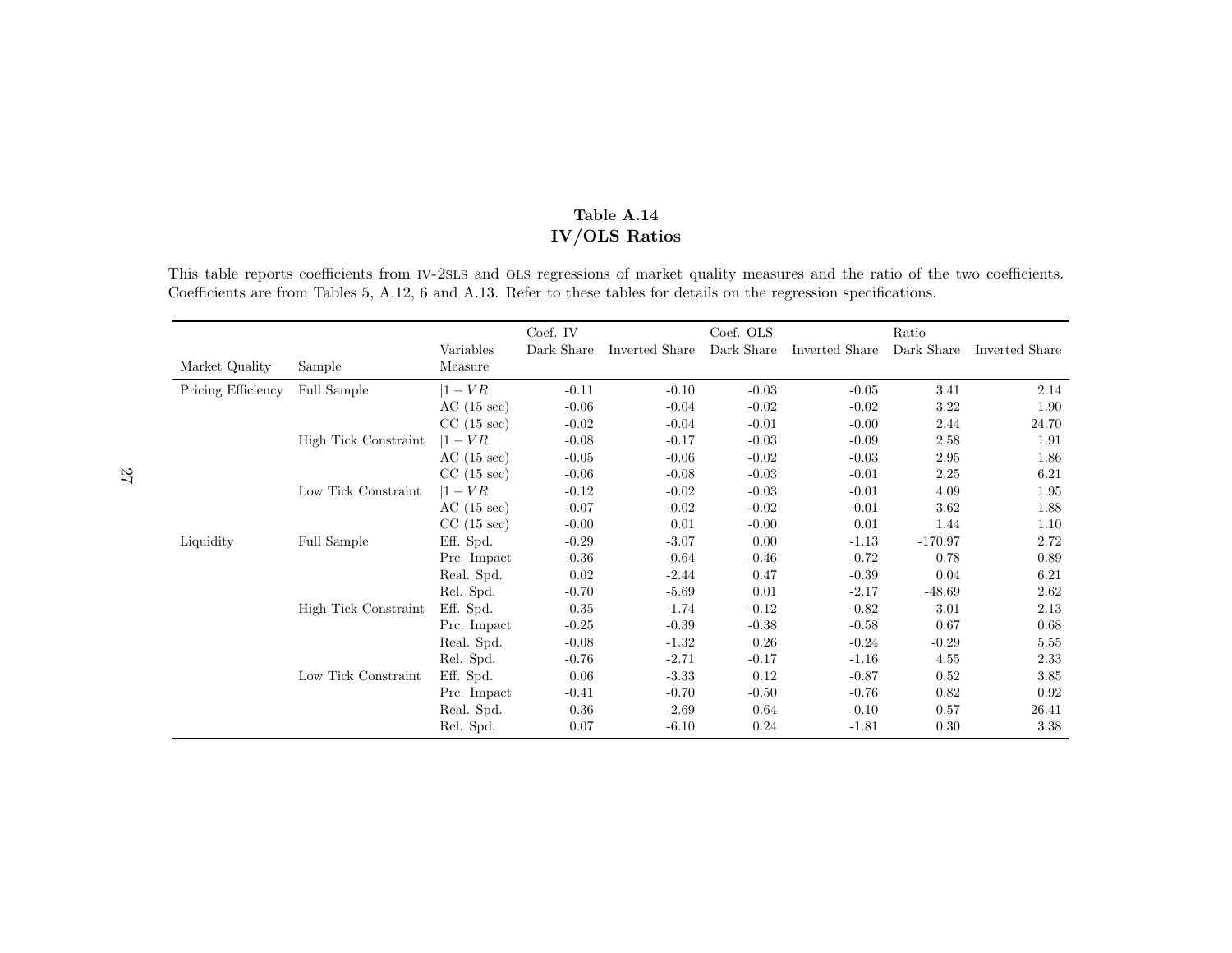**Table A.14**
**IV/OLS Ratios**

This table reports coefficients from IV-2SLS and OLS regressions of market quality measures and the ratio of the two coefficients. Coefficients are from Tables 5, A.12, 6 and A.13. Refer to these tables for details on the regression specifications.

| Market Quality | Sample | Variables Measure | Coef. IV Dark Share | Coef. IV Inverted Share | Coef. OLS Dark Share | Coef. OLS Inverted Share | Ratio Dark Share | Ratio Inverted Share |
|---|---|---|---|---|---|---|---|---|
| Pricing Efficiency | Full Sample | $\lvert 1-VR \rvert$ | -0.11 | -0.10 | -0.03 | -0.05 | 3.41 | 2.14 |
| | | AC (15 sec) | -0.06 | -0.04 | -0.02 | -0.02 | 3.22 | 1.90 |
| | | CC (15 sec) | -0.02 | -0.04 | -0.01 | -0.00 | 2.44 | 24.70 |
| | High Tick Constraint | $\lvert 1-VR \rvert$ | -0.08 | -0.17 | -0.03 | -0.09 | 2.58 | 1.91 |
| | | AC (15 sec) | -0.05 | -0.06 | -0.02 | -0.03 | 2.95 | 1.86 |
| | | CC (15 sec) | -0.06 | -0.08 | -0.03 | -0.01 | 2.25 | 6.21 |
| | Low Tick Constraint | $\lvert 1-VR \rvert$ | -0.12 | -0.02 | -0.03 | -0.01 | 4.09 | 1.95 |
| | | AC (15 sec) | -0.07 | -0.02 | -0.02 | -0.01 | 3.62 | 1.88 |
| | | CC (15 sec) | -0.00 | 0.01 | -0.00 | 0.01 | 1.44 | 1.10 |
| Liquidity | Full Sample | Eff. Spd. | -0.29 | -3.07 | 0.00 | -1.13 | -170.97 | 2.72 |
| | | Prc. Impact | -0.36 | -0.64 | -0.46 | -0.72 | 0.78 | 0.89 |
| | | Real. Spd. | 0.02 | -2.44 | 0.47 | -0.39 | 0.04 | 6.21 |
| | | Rel. Spd. | -0.70 | -5.69 | 0.01 | -2.17 | -48.69 | 2.62 |
| | High Tick Constraint | Eff. Spd. | -0.35 | -1.74 | -0.12 | -0.82 | 3.01 | 2.13 |
| | | Prc. Impact | -0.25 | -0.39 | -0.38 | -0.58 | 0.67 | 0.68 |
| | | Real. Spd. | -0.08 | -1.32 | 0.26 | -0.24 | -0.29 | 5.55 |
| | | Rel. Spd. | -0.76 | -2.71 | -0.17 | -1.16 | 4.55 | 2.33 |
| | Low Tick Constraint | Eff. Spd. | 0.06 | -3.33 | 0.12 | -0.87 | 0.52 | 3.85 |
| | | Prc. Impact | -0.41 | -0.70 | -0.50 | -0.76 | 0.82 | 0.92 |
| | | Real. Spd. | 0.36 | -2.69 | 0.64 | -0.10 | 0.57 | 26.41 |
| | | Rel. Spd. | 0.07 | -6.10 | 0.24 | -1.81 | 0.30 | 3.38 |